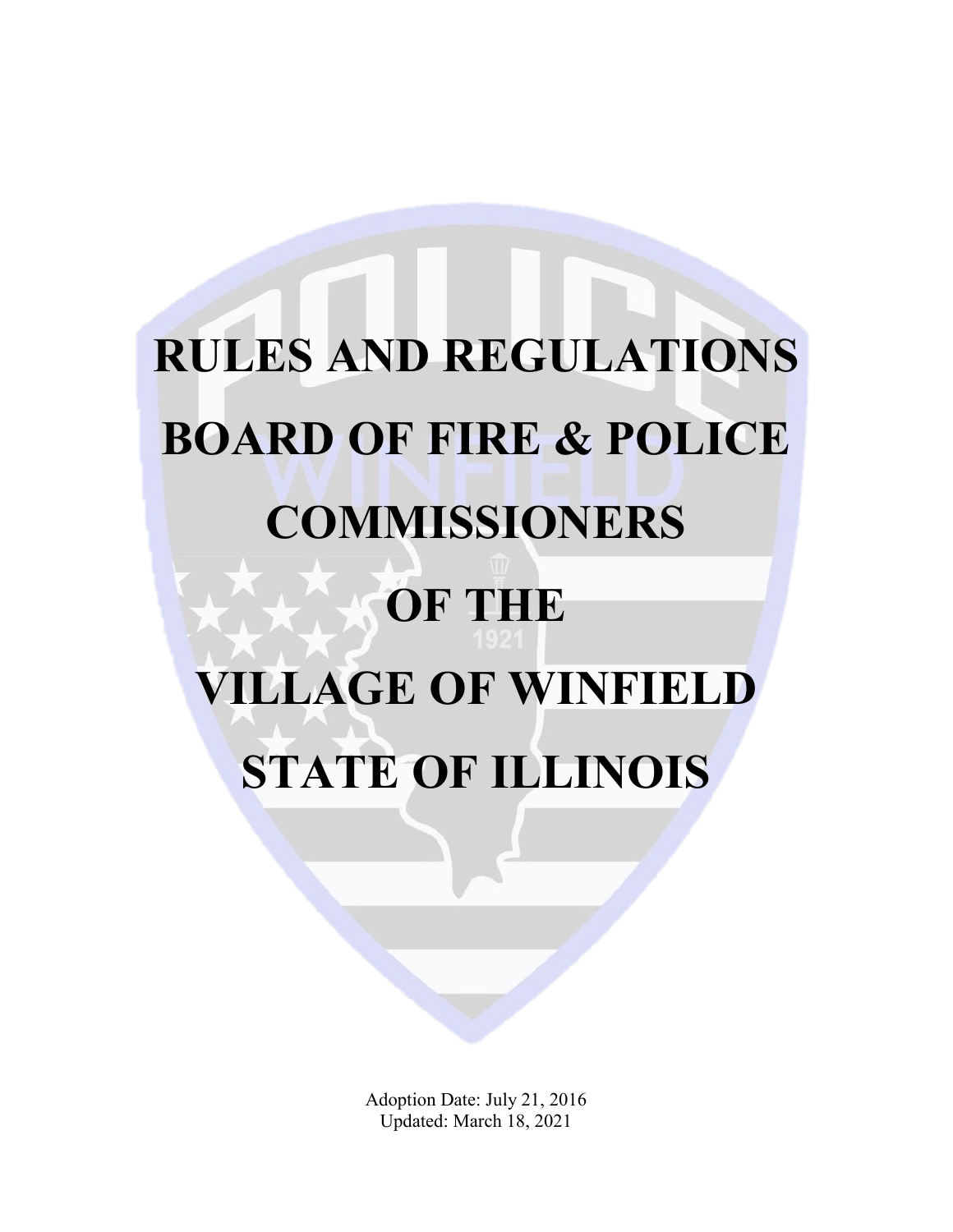# RULES AND REGULATIONS BOARD OF FIRE & POLICE COMMISSIONERS OF THE VILLAGE OF WINFIELD STATE OF ILLINOIS

Adoption Date: July 21, 2016
Updated: March 18, 2021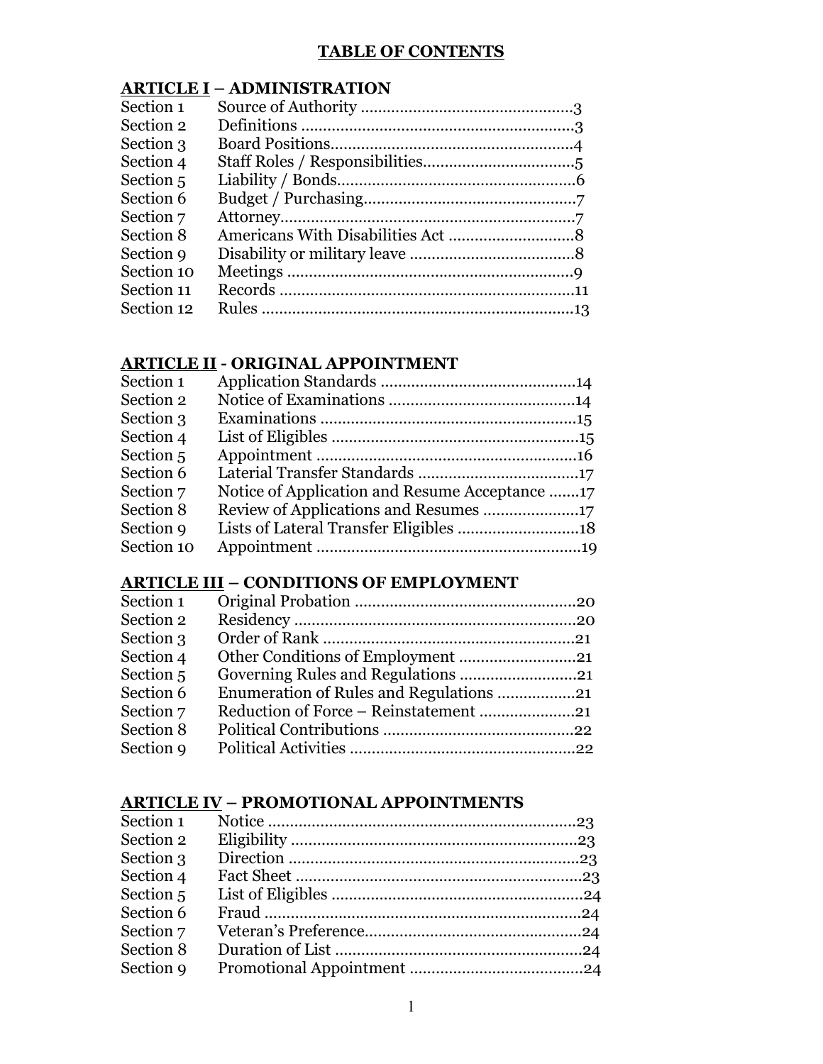# TABLE OF CONTENTS

## ARTICLE I – ADMINISTRATION

| | | |
|---|---|---|
| Section 1 | Source of Authority | 3 |
| Section 2 | Definitions | 3 |
| Section 3 | Board Positions | 4 |
| Section 4 | Staff Roles / Responsibilities | 5 |
| Section 5 | Liability / Bonds | 6 |
| Section 6 | Budget / Purchasing | 7 |
| Section 7 | Attorney | 7 |
| Section 8 | Americans With Disabilities Act | 8 |
| Section 9 | Disability or military leave | 8 |
| Section 10 | Meetings | 9 |
| Section 11 | Records | 11 |
| Section 12 | Rules | 13 |

## ARTICLE II - ORIGINAL APPOINTMENT

| | | |
|---|---|---|
| Section 1 | Application Standards | 14 |
| Section 2 | Notice of Examinations | 14 |
| Section 3 | Examinations | 15 |
| Section 4 | List of Eligibles | 15 |
| Section 5 | Appointment | 16 |
| Section 6 | Laterial Transfer Standards | 17 |
| Section 7 | Notice of Application and Resume Acceptance | 17 |
| Section 8 | Review of Applications and Resumes | 17 |
| Section 9 | Lists of Lateral Transfer Eligibles | 18 |
| Section 10 | Appointment | 19 |

## ARTICLE III – CONDITIONS OF EMPLOYMENT

| | | |
|---|---|---|
| Section 1 | Original Probation | 20 |
| Section 2 | Residency | 20 |
| Section 3 | Order of Rank | 21 |
| Section 4 | Other Conditions of Employment | 21 |
| Section 5 | Governing Rules and Regulations | 21 |
| Section 6 | Enumeration of Rules and Regulations | 21 |
| Section 7 | Reduction of Force – Reinstatement | 21 |
| Section 8 | Political Contributions | 22 |
| Section 9 | Political Activities | 22 |

## ARTICLE IV – PROMOTIONAL APPOINTMENTS

| | | |
|---|---|---|
| Section 1 | Notice | 23 |
| Section 2 | Eligibility | 23 |
| Section 3 | Direction | 23 |
| Section 4 | Fact Sheet | 23 |
| Section 5 | List of Eligibles | 24 |
| Section 6 | Fraud | 24 |
| Section 7 | Veteran's Preference | 24 |
| Section 8 | Duration of List | 24 |
| Section 9 | Promotional Appointment | 24 |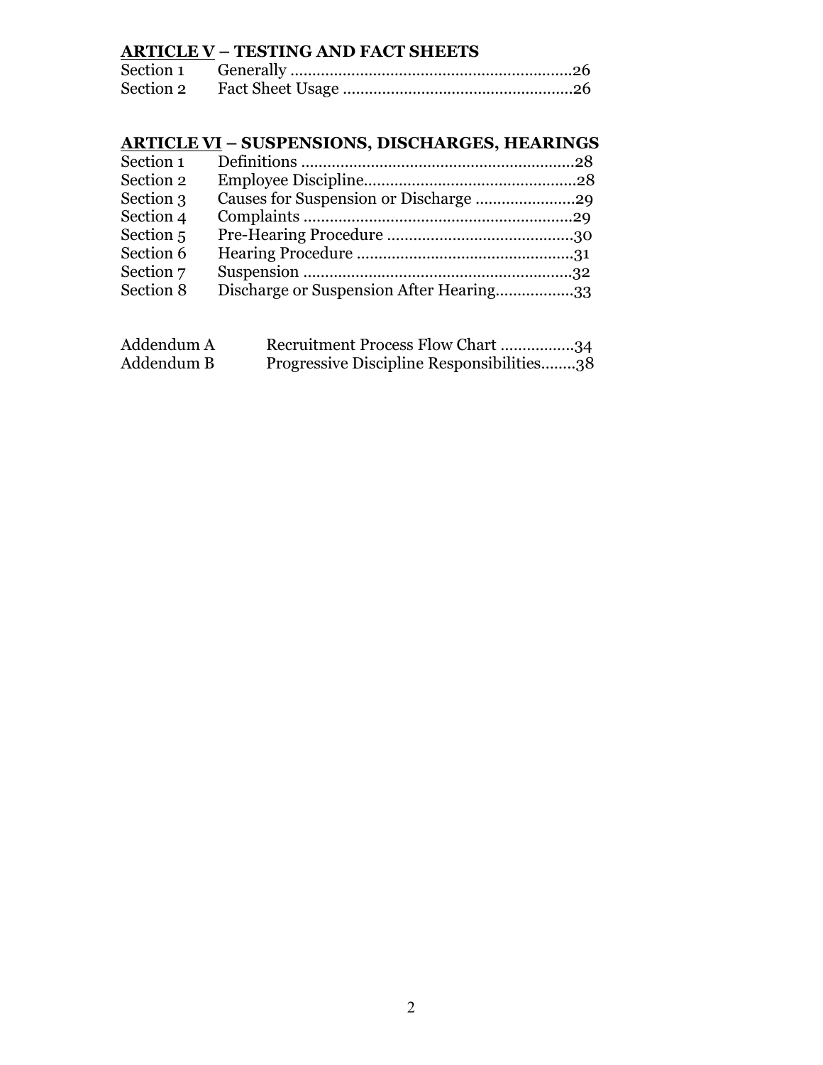**<u>ARTICLE V</u> – TESTING AND FACT SHEETS**

| | | |
|---|---|---|
| Section 1 | Generally | 26 |
| Section 2 | Fact Sheet Usage | 26 |

**<u>ARTICLE VI</u> – SUSPENSIONS, DISCHARGES, HEARINGS**

| | | |
|---|---|---|
| Section 1 | Definitions | 28 |
| Section 2 | Employee Discipline | 28 |
| Section 3 | Causes for Suspension or Discharge | 29 |
| Section 4 | Complaints | 29 |
| Section 5 | Pre-Hearing Procedure | 30 |
| Section 6 | Hearing Procedure | 31 |
| Section 7 | Suspension | 32 |
| Section 8 | Discharge or Suspension After Hearing | 33 |

| | | |
|---|---|---|
| Addendum A | Recruitment Process Flow Chart | 34 |
| Addendum B | Progressive Discipline Responsibilities | 38 |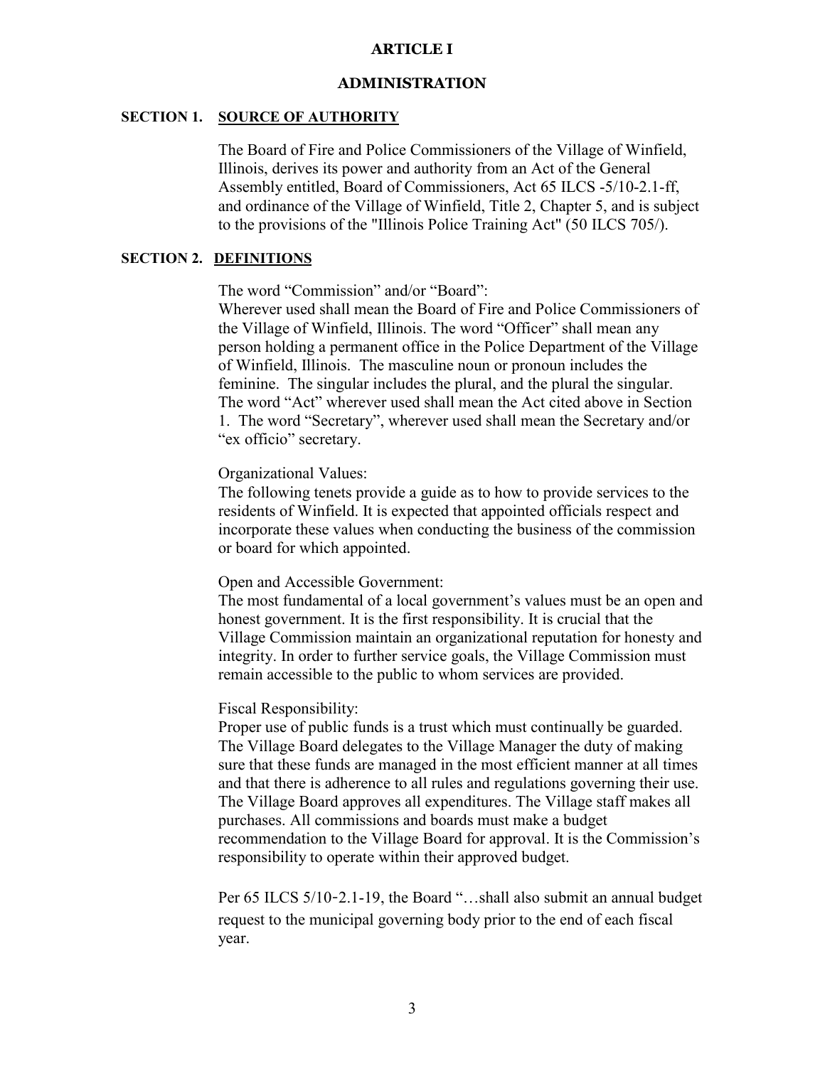# ARTICLE I

## ADMINISTRATION

### SECTION 1. SOURCE OF AUTHORITY

The Board of Fire and Police Commissioners of the Village of Winfield, Illinois, derives its power and authority from an Act of the General Assembly entitled, Board of Commissioners, Act 65 ILCS -5/10-2.1-ff, and ordinance of the Village of Winfield, Title 2, Chapter 5, and is subject to the provisions of the "Illinois Police Training Act" (50 ILCS 705/).

### SECTION 2. DEFINITIONS

The word "Commission" and/or "Board":
Wherever used shall mean the Board of Fire and Police Commissioners of the Village of Winfield, Illinois. The word "Officer" shall mean any person holding a permanent office in the Police Department of the Village of Winfield, Illinois. The masculine noun or pronoun includes the feminine. The singular includes the plural, and the plural the singular. The word "Act" wherever used shall mean the Act cited above in Section 1. The word "Secretary", wherever used shall mean the Secretary and/or "ex officio" secretary.

Organizational Values:
The following tenets provide a guide as to how to provide services to the residents of Winfield. It is expected that appointed officials respect and incorporate these values when conducting the business of the commission or board for which appointed.

Open and Accessible Government:
The most fundamental of a local government's values must be an open and honest government. It is the first responsibility. It is crucial that the Village Commission maintain an organizational reputation for honesty and integrity. In order to further service goals, the Village Commission must remain accessible to the public to whom services are provided.

Fiscal Responsibility:
Proper use of public funds is a trust which must continually be guarded. The Village Board delegates to the Village Manager the duty of making sure that these funds are managed in the most efficient manner at all times and that there is adherence to all rules and regulations governing their use. The Village Board approves all expenditures. The Village staff makes all purchases. All commissions and boards must make a budget recommendation to the Village Board for approval. It is the Commission's responsibility to operate within their approved budget.

Per 65 ILCS 5/10-2.1-19, the Board "…shall also submit an annual budget request to the municipal governing body prior to the end of each fiscal year.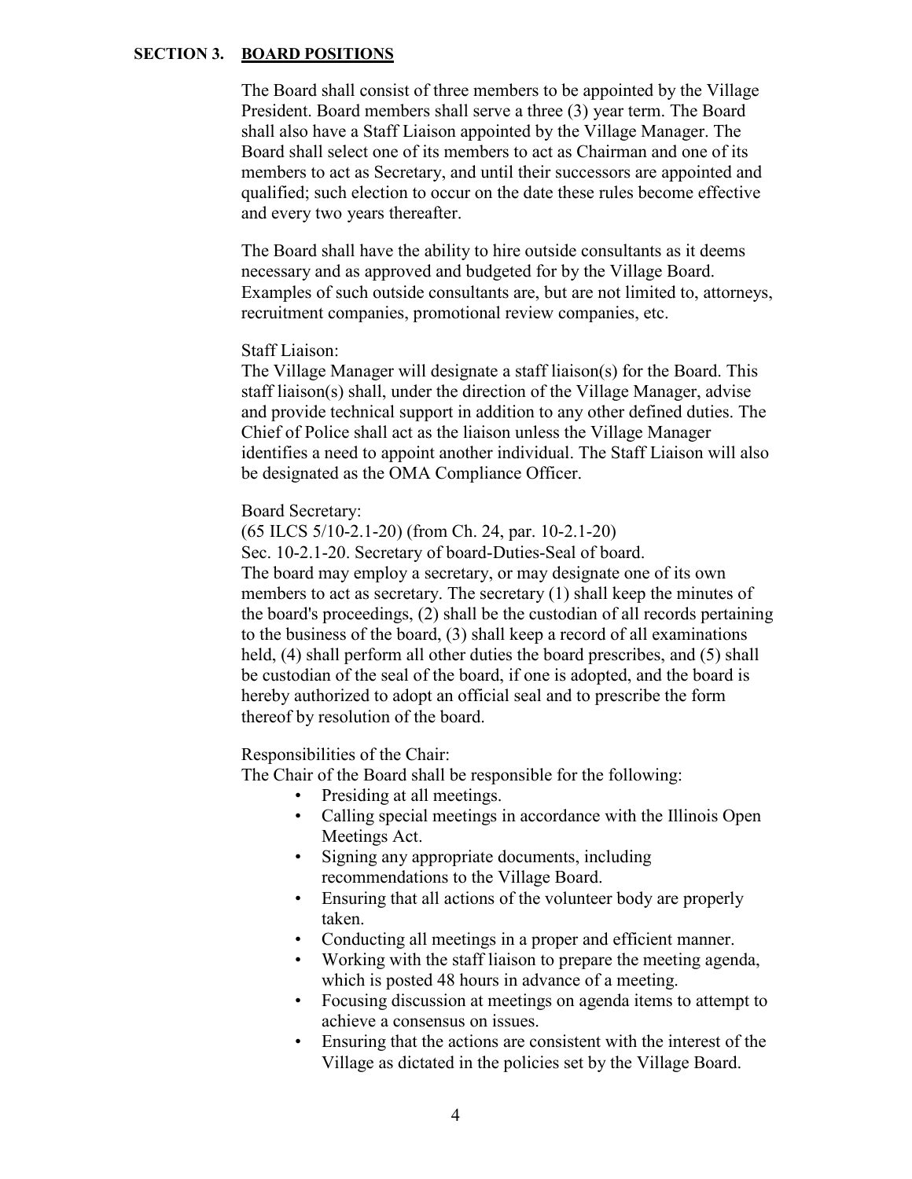## SECTION 3. BOARD POSITIONS

The Board shall consist of three members to be appointed by the Village President. Board members shall serve a three (3) year term. The Board shall also have a Staff Liaison appointed by the Village Manager. The Board shall select one of its members to act as Chairman and one of its members to act as Secretary, and until their successors are appointed and qualified; such election to occur on the date these rules become effective and every two years thereafter.

The Board shall have the ability to hire outside consultants as it deems necessary and as approved and budgeted for by the Village Board. Examples of such outside consultants are, but are not limited to, attorneys, recruitment companies, promotional review companies, etc.

Staff Liaison:
The Village Manager will designate a staff liaison(s) for the Board. This staff liaison(s) shall, under the direction of the Village Manager, advise and provide technical support in addition to any other defined duties. The Chief of Police shall act as the liaison unless the Village Manager identifies a need to appoint another individual. The Staff Liaison will also be designated as the OMA Compliance Officer.

Board Secretary:
(65 ILCS 5/10-2.1-20) (from Ch. 24, par. 10-2.1-20)
Sec. 10-2.1-20. Secretary of board-Duties-Seal of board.
The board may employ a secretary, or may designate one of its own members to act as secretary. The secretary (1) shall keep the minutes of the board's proceedings, (2) shall be the custodian of all records pertaining to the business of the board, (3) shall keep a record of all examinations held, (4) shall perform all other duties the board prescribes, and (5) shall be custodian of the seal of the board, if one is adopted, and the board is hereby authorized to adopt an official seal and to prescribe the form thereof by resolution of the board.

Responsibilities of the Chair:
The Chair of the Board shall be responsible for the following:

- Presiding at all meetings.
- Calling special meetings in accordance with the Illinois Open Meetings Act.
- Signing any appropriate documents, including recommendations to the Village Board.
- Ensuring that all actions of the volunteer body are properly taken.
- Conducting all meetings in a proper and efficient manner.
- Working with the staff liaison to prepare the meeting agenda, which is posted 48 hours in advance of a meeting.
- Focusing discussion at meetings on agenda items to attempt to achieve a consensus on issues.
- Ensuring that the actions are consistent with the interest of the Village as dictated in the policies set by the Village Board.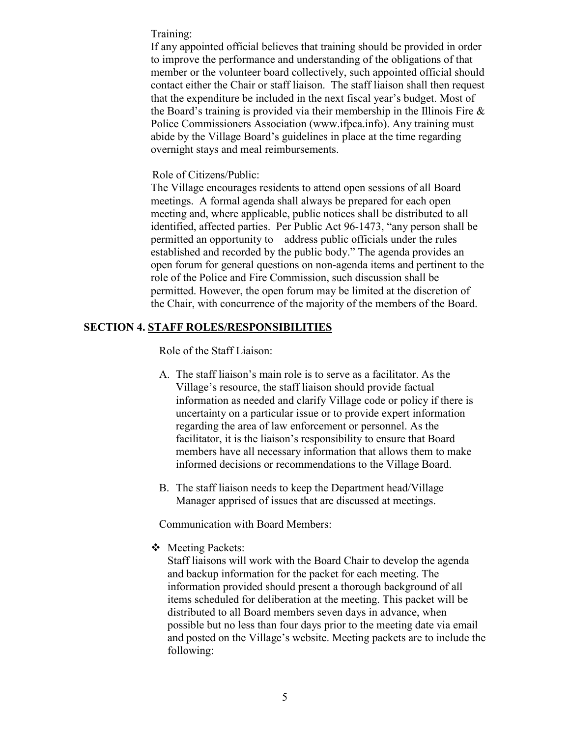Training:

If any appointed official believes that training should be provided in order to improve the performance and understanding of the obligations of that member or the volunteer board collectively, such appointed official should contact either the Chair or staff liaison. The staff liaison shall then request that the expenditure be included in the next fiscal year's budget. Most of the Board's training is provided via their membership in the Illinois Fire & Police Commissioners Association (www.ifpca.info). Any training must abide by the Village Board's guidelines in place at the time regarding overnight stays and meal reimbursements.

Role of Citizens/Public:

The Village encourages residents to attend open sessions of all Board meetings. A formal agenda shall always be prepared for each open meeting and, where applicable, public notices shall be distributed to all identified, affected parties. Per Public Act 96-1473, "any person shall be permitted an opportunity to address public officials under the rules established and recorded by the public body." The agenda provides an open forum for general questions on non-agenda items and pertinent to the role of the Police and Fire Commission, such discussion shall be permitted. However, the open forum may be limited at the discretion of the Chair, with concurrence of the majority of the members of the Board.

## SECTION 4. <u>STAFF ROLES/RESPONSIBILITIES</u>

Role of the Staff Liaison:

A. The staff liaison's main role is to serve as a facilitator. As the Village's resource, the staff liaison should provide factual information as needed and clarify Village code or policy if there is uncertainty on a particular issue or to provide expert information regarding the area of law enforcement or personnel. As the facilitator, it is the liaison's responsibility to ensure that Board members have all necessary information that allows them to make informed decisions or recommendations to the Village Board.

B. The staff liaison needs to keep the Department head/Village Manager apprised of issues that are discussed at meetings.

Communication with Board Members:

- Meeting Packets:

  Staff liaisons will work with the Board Chair to develop the agenda and backup information for the packet for each meeting. The information provided should present a thorough background of all items scheduled for deliberation at the meeting. This packet will be distributed to all Board members seven days in advance, when possible but no less than four days prior to the meeting date via email and posted on the Village's website. Meeting packets are to include the following: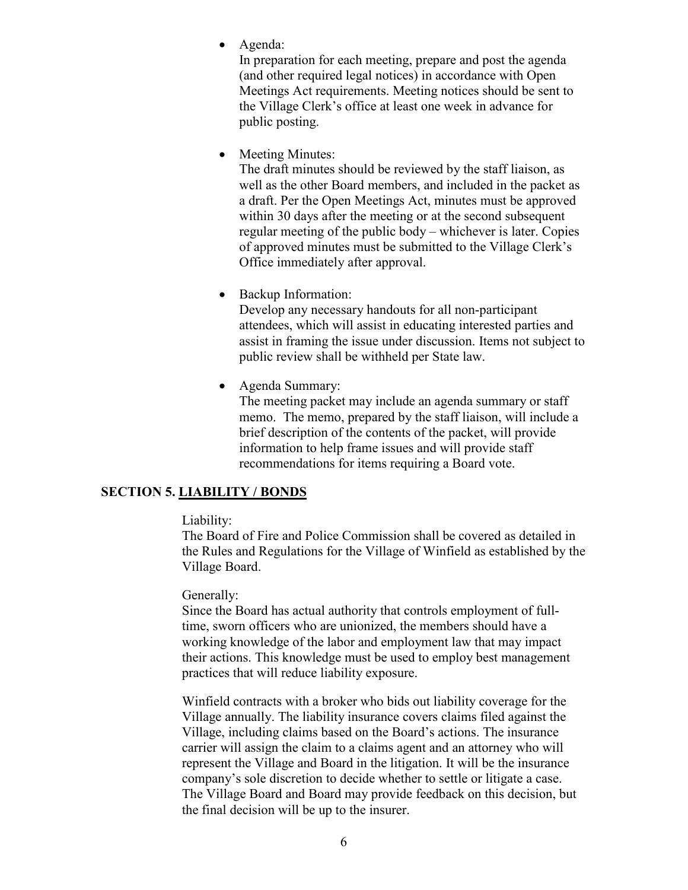- Agenda:
  In preparation for each meeting, prepare and post the agenda (and other required legal notices) in accordance with Open Meetings Act requirements. Meeting notices should be sent to the Village Clerk's office at least one week in advance for public posting.

- Meeting Minutes:
  The draft minutes should be reviewed by the staff liaison, as well as the other Board members, and included in the packet as a draft. Per the Open Meetings Act, minutes must be approved within 30 days after the meeting or at the second subsequent regular meeting of the public body – whichever is later. Copies of approved minutes must be submitted to the Village Clerk's Office immediately after approval.

- Backup Information:
  Develop any necessary handouts for all non-participant attendees, which will assist in educating interested parties and assist in framing the issue under discussion. Items not subject to public review shall be withheld per State law.

- Agenda Summary:
  The meeting packet may include an agenda summary or staff memo. The memo, prepared by the staff liaison, will include a brief description of the contents of the packet, will provide information to help frame issues and will provide staff recommendations for items requiring a Board vote.

## SECTION 5. LIABILITY / BONDS

Liability:
The Board of Fire and Police Commission shall be covered as detailed in the Rules and Regulations for the Village of Winfield as established by the Village Board.

Generally:
Since the Board has actual authority that controls employment of full-time, sworn officers who are unionized, the members should have a working knowledge of the labor and employment law that may impact their actions. This knowledge must be used to employ best management practices that will reduce liability exposure.

Winfield contracts with a broker who bids out liability coverage for the Village annually. The liability insurance covers claims filed against the Village, including claims based on the Board's actions. The insurance carrier will assign the claim to a claims agent and an attorney who will represent the Village and Board in the litigation. It will be the insurance company's sole discretion to decide whether to settle or litigate a case. The Village Board and Board may provide feedback on this decision, but the final decision will be up to the insurer.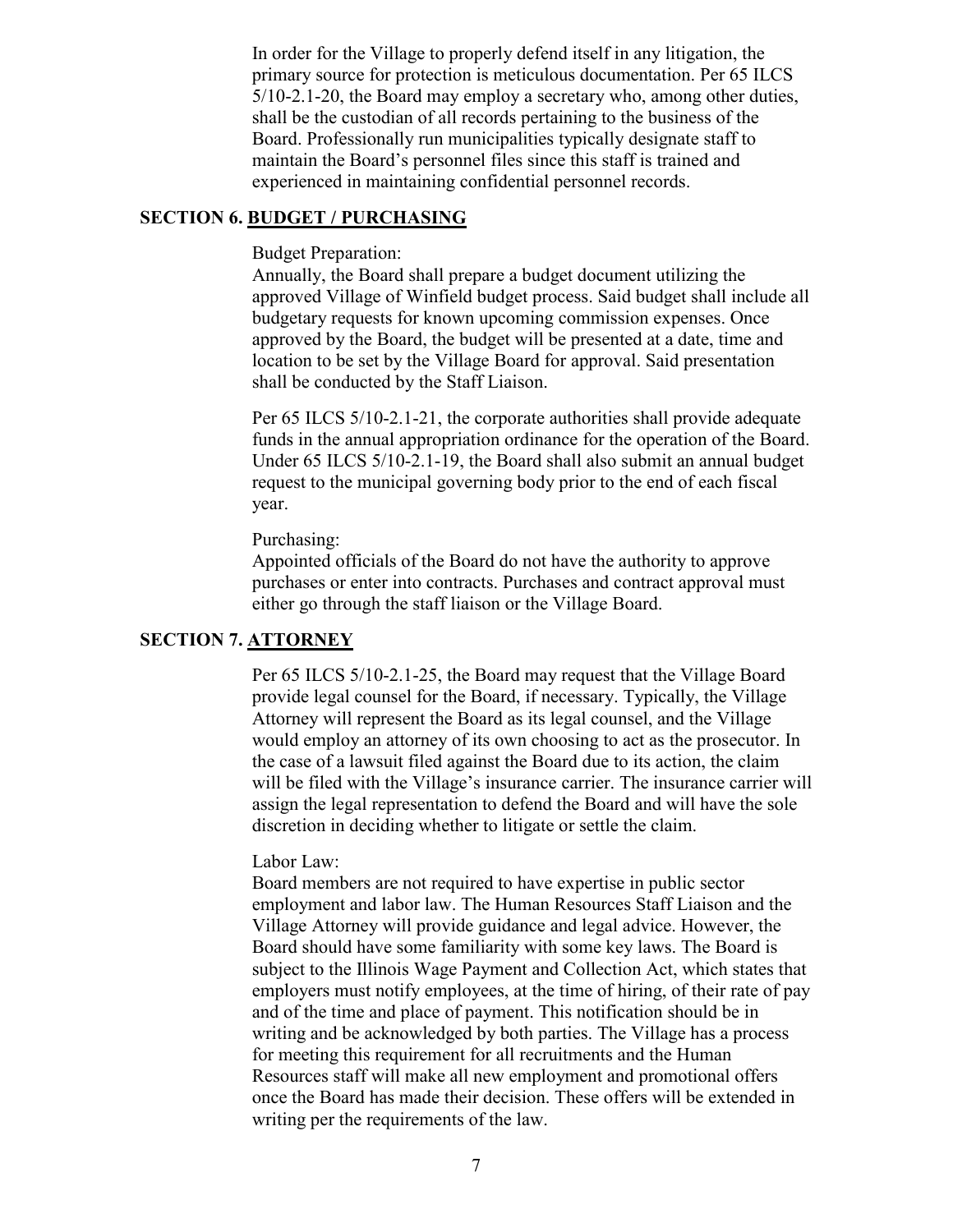In order for the Village to properly defend itself in any litigation, the primary source for protection is meticulous documentation. Per 65 ILCS 5/10-2.1-20, the Board may employ a secretary who, among other duties, shall be the custodian of all records pertaining to the business of the Board. Professionally run municipalities typically designate staff to maintain the Board's personnel files since this staff is trained and experienced in maintaining confidential personnel records.

## SECTION 6. BUDGET / PURCHASING

Budget Preparation:
Annually, the Board shall prepare a budget document utilizing the approved Village of Winfield budget process. Said budget shall include all budgetary requests for known upcoming commission expenses. Once approved by the Board, the budget will be presented at a date, time and location to be set by the Village Board for approval. Said presentation shall be conducted by the Staff Liaison.

Per 65 ILCS 5/10-2.1-21, the corporate authorities shall provide adequate funds in the annual appropriation ordinance for the operation of the Board. Under 65 ILCS 5/10-2.1-19, the Board shall also submit an annual budget request to the municipal governing body prior to the end of each fiscal year.

Purchasing:
Appointed officials of the Board do not have the authority to approve purchases or enter into contracts. Purchases and contract approval must either go through the staff liaison or the Village Board.

## SECTION 7. ATTORNEY

Per 65 ILCS 5/10-2.1-25, the Board may request that the Village Board provide legal counsel for the Board, if necessary. Typically, the Village Attorney will represent the Board as its legal counsel, and the Village would employ an attorney of its own choosing to act as the prosecutor. In the case of a lawsuit filed against the Board due to its action, the claim will be filed with the Village's insurance carrier. The insurance carrier will assign the legal representation to defend the Board and will have the sole discretion in deciding whether to litigate or settle the claim.

Labor Law:
Board members are not required to have expertise in public sector employment and labor law. The Human Resources Staff Liaison and the Village Attorney will provide guidance and legal advice. However, the Board should have some familiarity with some key laws. The Board is subject to the Illinois Wage Payment and Collection Act, which states that employers must notify employees, at the time of hiring, of their rate of pay and of the time and place of payment. This notification should be in writing and be acknowledged by both parties. The Village has a process for meeting this requirement for all recruitments and the Human Resources staff will make all new employment and promotional offers once the Board has made their decision. These offers will be extended in writing per the requirements of the law.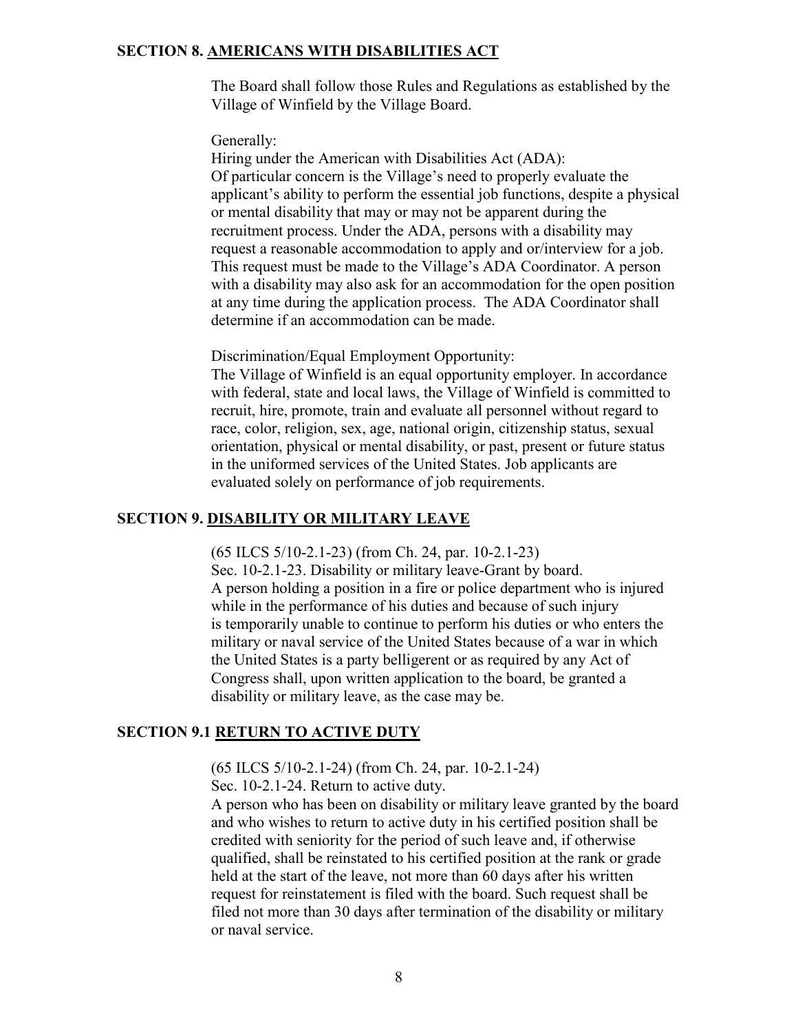## SECTION 8. AMERICANS WITH DISABILITIES ACT

The Board shall follow those Rules and Regulations as established by the Village of Winfield by the Village Board.

Generally:
Hiring under the American with Disabilities Act (ADA):
Of particular concern is the Village's need to properly evaluate the applicant's ability to perform the essential job functions, despite a physical or mental disability that may or may not be apparent during the recruitment process. Under the ADA, persons with a disability may request a reasonable accommodation to apply and or/interview for a job. This request must be made to the Village's ADA Coordinator. A person with a disability may also ask for an accommodation for the open position at any time during the application process. The ADA Coordinator shall determine if an accommodation can be made.

Discrimination/Equal Employment Opportunity:
The Village of Winfield is an equal opportunity employer. In accordance with federal, state and local laws, the Village of Winfield is committed to recruit, hire, promote, train and evaluate all personnel without regard to race, color, religion, sex, age, national origin, citizenship status, sexual orientation, physical or mental disability, or past, present or future status in the uniformed services of the United States. Job applicants are evaluated solely on performance of job requirements.

## SECTION 9. DISABILITY OR MILITARY LEAVE

(65 ILCS 5/10-2.1-23) (from Ch. 24, par. 10-2.1-23)
Sec. 10-2.1-23. Disability or military leave-Grant by board.
A person holding a position in a fire or police department who is injured while in the performance of his duties and because of such injury is temporarily unable to continue to perform his duties or who enters the military or naval service of the United States because of a war in which the United States is a party belligerent or as required by any Act of Congress shall, upon written application to the board, be granted a disability or military leave, as the case may be.

## SECTION 9.1 RETURN TO ACTIVE DUTY

(65 ILCS 5/10-2.1-24) (from Ch. 24, par. 10-2.1-24)
Sec. 10-2.1-24. Return to active duty.
A person who has been on disability or military leave granted by the board and who wishes to return to active duty in his certified position shall be credited with seniority for the period of such leave and, if otherwise qualified, shall be reinstated to his certified position at the rank or grade held at the start of the leave, not more than 60 days after his written request for reinstatement is filed with the board. Such request shall be filed not more than 30 days after termination of the disability or military or naval service.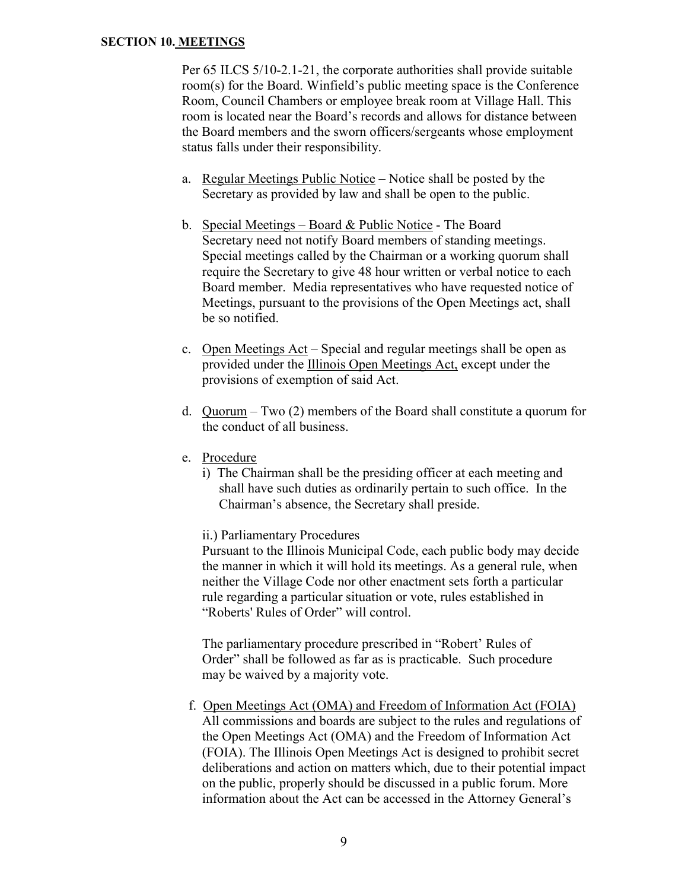**SECTION 10. MEETINGS**

Per 65 ILCS 5/10-2.1-21, the corporate authorities shall provide suitable room(s) for the Board. Winfield's public meeting space is the Conference Room, Council Chambers or employee break room at Village Hall. This room is located near the Board's records and allows for distance between the Board members and the sworn officers/sergeants whose employment status falls under their responsibility.

a. Regular Meetings Public Notice – Notice shall be posted by the Secretary as provided by law and shall be open to the public.

b. Special Meetings – Board & Public Notice - The Board Secretary need not notify Board members of standing meetings. Special meetings called by the Chairman or a working quorum shall require the Secretary to give 48 hour written or verbal notice to each Board member. Media representatives who have requested notice of Meetings, pursuant to the provisions of the Open Meetings act, shall be so notified.

c. Open Meetings Act – Special and regular meetings shall be open as provided under the Illinois Open Meetings Act, except under the provisions of exemption of said Act.

d. Quorum – Two (2) members of the Board shall constitute a quorum for the conduct of all business.

e. Procedure

   i) The Chairman shall be the presiding officer at each meeting and shall have such duties as ordinarily pertain to such office. In the Chairman's absence, the Secretary shall preside.

   ii.) Parliamentary Procedures

   Pursuant to the Illinois Municipal Code, each public body may decide the manner in which it will hold its meetings. As a general rule, when neither the Village Code nor other enactment sets forth a particular rule regarding a particular situation or vote, rules established in "Roberts' Rules of Order" will control.

   The parliamentary procedure prescribed in "Robert' Rules of Order" shall be followed as far as is practicable. Such procedure may be waived by a majority vote.

f. Open Meetings Act (OMA) and Freedom of Information Act (FOIA)
All commissions and boards are subject to the rules and regulations of the Open Meetings Act (OMA) and the Freedom of Information Act (FOIA). The Illinois Open Meetings Act is designed to prohibit secret deliberations and action on matters which, due to their potential impact on the public, properly should be discussed in a public forum. More information about the Act can be accessed in the Attorney General's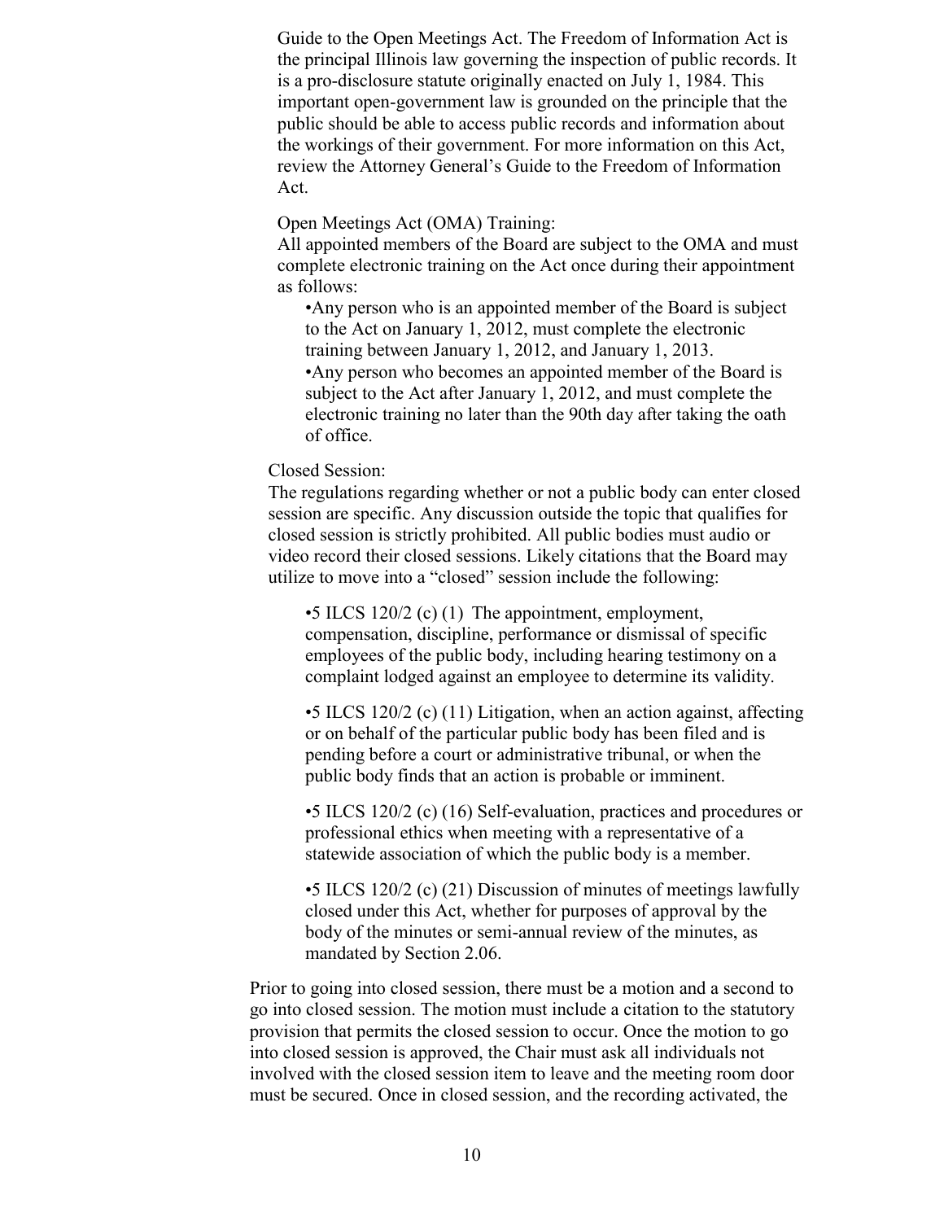Guide to the Open Meetings Act. The Freedom of Information Act is the principal Illinois law governing the inspection of public records. It is a pro-disclosure statute originally enacted on July 1, 1984. This important open-government law is grounded on the principle that the public should be able to access public records and information about the workings of their government. For more information on this Act, review the Attorney General's Guide to the Freedom of Information Act.

Open Meetings Act (OMA) Training:

All appointed members of the Board are subject to the OMA and must complete electronic training on the Act once during their appointment as follows:

- Any person who is an appointed member of the Board is subject to the Act on January 1, 2012, must complete the electronic training between January 1, 2012, and January 1, 2013.
- Any person who becomes an appointed member of the Board is subject to the Act after January 1, 2012, and must complete the electronic training no later than the 90th day after taking the oath of office.

Closed Session:

The regulations regarding whether or not a public body can enter closed session are specific. Any discussion outside the topic that qualifies for closed session is strictly prohibited. All public bodies must audio or video record their closed sessions. Likely citations that the Board may utilize to move into a "closed" session include the following:

- 5 ILCS 120/2 (c) (1) The appointment, employment, compensation, discipline, performance or dismissal of specific employees of the public body, including hearing testimony on a complaint lodged against an employee to determine its validity.
- 5 ILCS 120/2 (c) (11) Litigation, when an action against, affecting or on behalf of the particular public body has been filed and is pending before a court or administrative tribunal, or when the public body finds that an action is probable or imminent.
- 5 ILCS 120/2 (c) (16) Self-evaluation, practices and procedures or professional ethics when meeting with a representative of a statewide association of which the public body is a member.
- 5 ILCS 120/2 (c) (21) Discussion of minutes of meetings lawfully closed under this Act, whether for purposes of approval by the body of the minutes or semi-annual review of the minutes, as mandated by Section 2.06.

Prior to going into closed session, there must be a motion and a second to go into closed session. The motion must include a citation to the statutory provision that permits the closed session to occur. Once the motion to go into closed session is approved, the Chair must ask all individuals not involved with the closed session item to leave and the meeting room door must be secured. Once in closed session, and the recording activated, the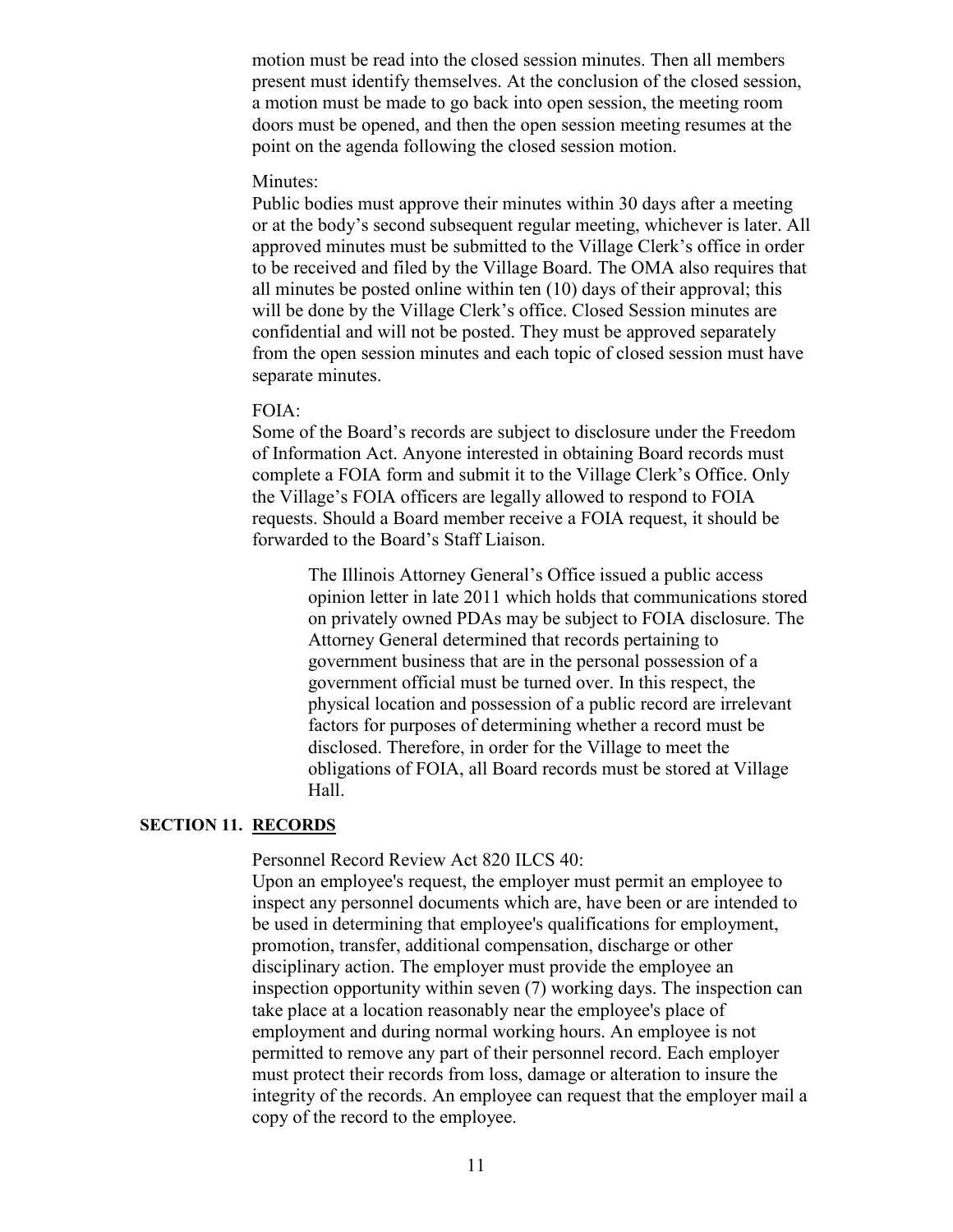motion must be read into the closed session minutes. Then all members present must identify themselves. At the conclusion of the closed session, a motion must be made to go back into open session, the meeting room doors must be opened, and then the open session meeting resumes at the point on the agenda following the closed session motion.

Minutes:

Public bodies must approve their minutes within 30 days after a meeting or at the body's second subsequent regular meeting, whichever is later. All approved minutes must be submitted to the Village Clerk's office in order to be received and filed by the Village Board. The OMA also requires that all minutes be posted online within ten (10) days of their approval; this will be done by the Village Clerk's office. Closed Session minutes are confidential and will not be posted. They must be approved separately from the open session minutes and each topic of closed session must have separate minutes.

FOIA:

Some of the Board's records are subject to disclosure under the Freedom of Information Act. Anyone interested in obtaining Board records must complete a FOIA form and submit it to the Village Clerk's Office. Only the Village's FOIA officers are legally allowed to respond to FOIA requests. Should a Board member receive a FOIA request, it should be forwarded to the Board's Staff Liaison.

> The Illinois Attorney General's Office issued a public access opinion letter in late 2011 which holds that communications stored on privately owned PDAs may be subject to FOIA disclosure. The Attorney General determined that records pertaining to government business that are in the personal possession of a government official must be turned over. In this respect, the physical location and possession of a public record are irrelevant factors for purposes of determining whether a record must be disclosed. Therefore, in order for the Village to meet the obligations of FOIA, all Board records must be stored at Village Hall.

## SECTION 11. RECORDS

Personnel Record Review Act 820 ILCS 40:

Upon an employee's request, the employer must permit an employee to inspect any personnel documents which are, have been or are intended to be used in determining that employee's qualifications for employment, promotion, transfer, additional compensation, discharge or other disciplinary action. The employer must provide the employee an inspection opportunity within seven (7) working days. The inspection can take place at a location reasonably near the employee's place of employment and during normal working hours. An employee is not permitted to remove any part of their personnel record. Each employer must protect their records from loss, damage or alteration to insure the integrity of the records. An employee can request that the employer mail a copy of the record to the employee.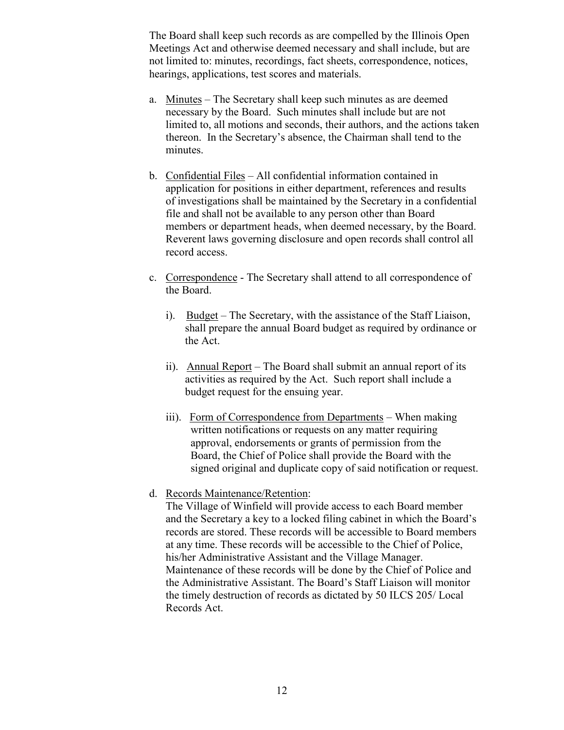The Board shall keep such records as are compelled by the Illinois Open Meetings Act and otherwise deemed necessary and shall include, but are not limited to: minutes, recordings, fact sheets, correspondence, notices, hearings, applications, test scores and materials.

a. <u>Minutes</u> – The Secretary shall keep such minutes as are deemed necessary by the Board. Such minutes shall include but are not limited to, all motions and seconds, their authors, and the actions taken thereon. In the Secretary's absence, the Chairman shall tend to the minutes.

b. <u>Confidential Files</u> – All confidential information contained in application for positions in either department, references and results of investigations shall be maintained by the Secretary in a confidential file and shall not be available to any person other than Board members or department heads, when deemed necessary, by the Board. Reverent laws governing disclosure and open records shall control all record access.

c. <u>Correspondence</u> - The Secretary shall attend to all correspondence of the Board.

   i). <u>Budget</u> – The Secretary, with the assistance of the Staff Liaison, shall prepare the annual Board budget as required by ordinance or the Act.

   ii). <u>Annual Report</u> – The Board shall submit an annual report of its activities as required by the Act. Such report shall include a budget request for the ensuing year.

   iii). <u>Form of Correspondence from Departments</u> – When making written notifications or requests on any matter requiring approval, endorsements or grants of permission from the Board, the Chief of Police shall provide the Board with the signed original and duplicate copy of said notification or request.

d. <u>Records Maintenance/Retention</u>:
The Village of Winfield will provide access to each Board member and the Secretary a key to a locked filing cabinet in which the Board's records are stored. These records will be accessible to Board members at any time. These records will be accessible to the Chief of Police, his/her Administrative Assistant and the Village Manager. Maintenance of these records will be done by the Chief of Police and the Administrative Assistant. The Board's Staff Liaison will monitor the timely destruction of records as dictated by 50 ILCS 205/ Local Records Act.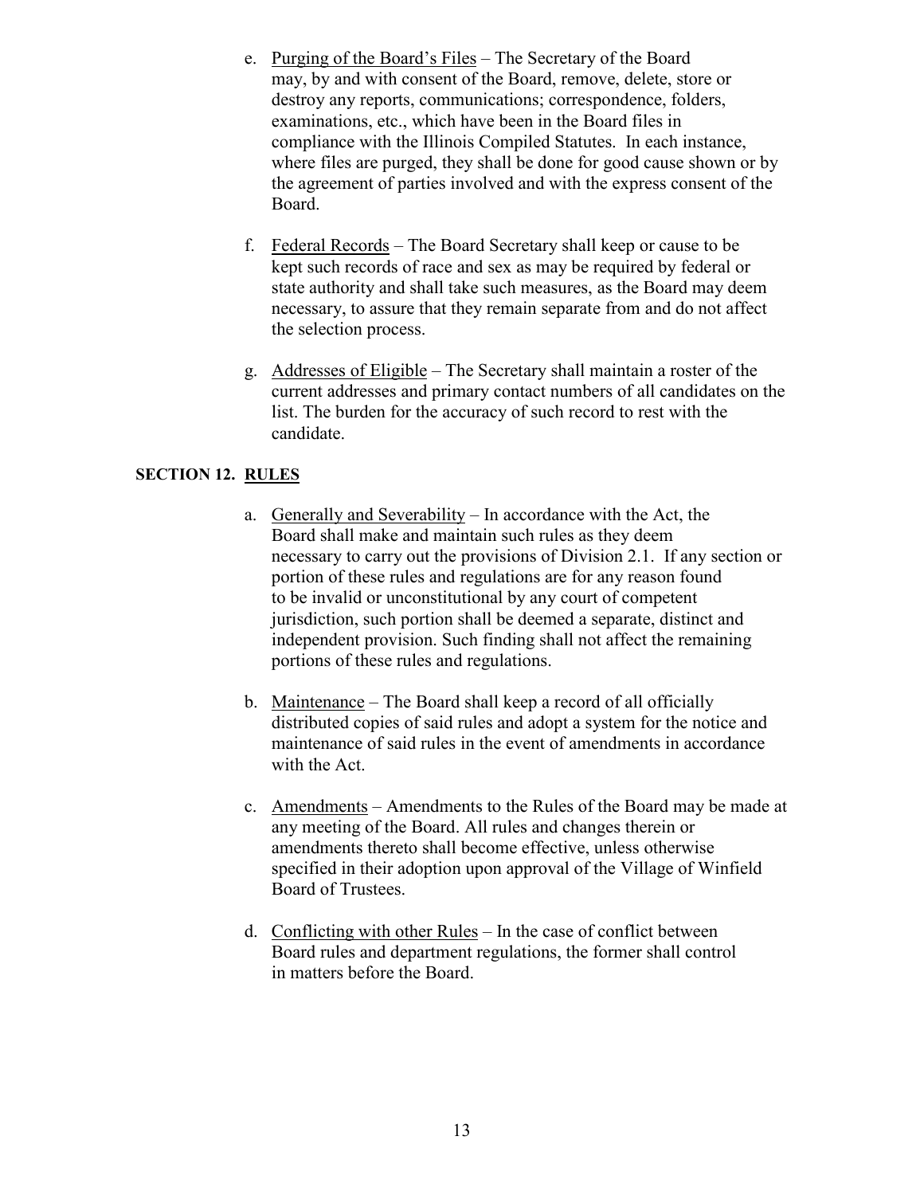e. Purging of the Board's Files – The Secretary of the Board may, by and with consent of the Board, remove, delete, store or destroy any reports, communications; correspondence, folders, examinations, etc., which have been in the Board files in compliance with the Illinois Compiled Statutes. In each instance, where files are purged, they shall be done for good cause shown or by the agreement of parties involved and with the express consent of the Board.

f. Federal Records – The Board Secretary shall keep or cause to be kept such records of race and sex as may be required by federal or state authority and shall take such measures, as the Board may deem necessary, to assure that they remain separate from and do not affect the selection process.

g. Addresses of Eligible – The Secretary shall maintain a roster of the current addresses and primary contact numbers of all candidates on the list. The burden for the accuracy of such record to rest with the candidate.

**SECTION 12. RULES**

a. Generally and Severability – In accordance with the Act, the Board shall make and maintain such rules as they deem necessary to carry out the provisions of Division 2.1. If any section or portion of these rules and regulations are for any reason found to be invalid or unconstitutional by any court of competent jurisdiction, such portion shall be deemed a separate, distinct and independent provision. Such finding shall not affect the remaining portions of these rules and regulations.

b. Maintenance – The Board shall keep a record of all officially distributed copies of said rules and adopt a system for the notice and maintenance of said rules in the event of amendments in accordance with the Act.

c. Amendments – Amendments to the Rules of the Board may be made at any meeting of the Board. All rules and changes therein or amendments thereto shall become effective, unless otherwise specified in their adoption upon approval of the Village of Winfield Board of Trustees.

d. Conflicting with other Rules – In the case of conflict between Board rules and department regulations, the former shall control in matters before the Board.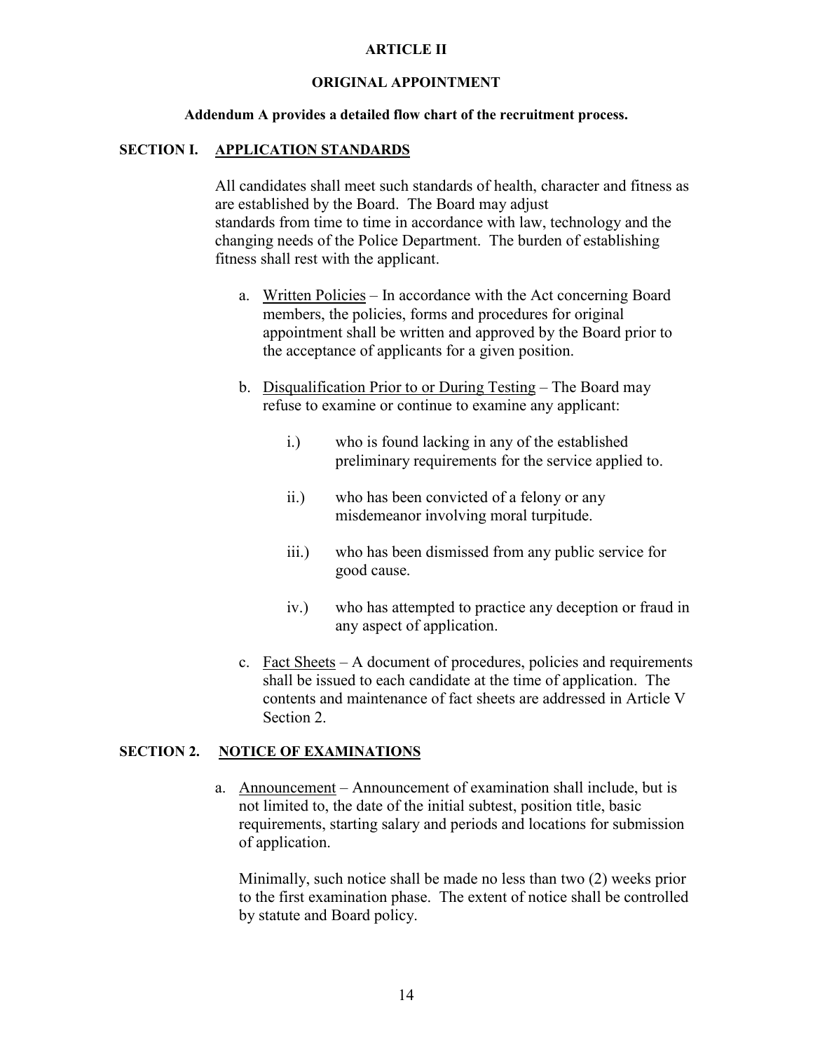# ARTICLE II

## ORIGINAL APPOINTMENT

**Addendum A provides a detailed flow chart of the recruitment process.**

### SECTION I. APPLICATION STANDARDS

All candidates shall meet such standards of health, character and fitness as are established by the Board. The Board may adjust standards from time to time in accordance with law, technology and the changing needs of the Police Department. The burden of establishing fitness shall rest with the applicant.

a. Written Policies – In accordance with the Act concerning Board members, the policies, forms and procedures for original appointment shall be written and approved by the Board prior to the acceptance of applicants for a given position.

b. Disqualification Prior to or During Testing – The Board may refuse to examine or continue to examine any applicant:

   i.) who is found lacking in any of the established preliminary requirements for the service applied to.

   ii.) who has been convicted of a felony or any misdemeanor involving moral turpitude.

   iii.) who has been dismissed from any public service for good cause.

   iv.) who has attempted to practice any deception or fraud in any aspect of application.

c. Fact Sheets – A document of procedures, policies and requirements shall be issued to each candidate at the time of application. The contents and maintenance of fact sheets are addressed in Article V Section 2.

### SECTION 2. NOTICE OF EXAMINATIONS

a. Announcement – Announcement of examination shall include, but is not limited to, the date of the initial subtest, position title, basic requirements, starting salary and periods and locations for submission of application.

   Minimally, such notice shall be made no less than two (2) weeks prior to the first examination phase. The extent of notice shall be controlled by statute and Board policy.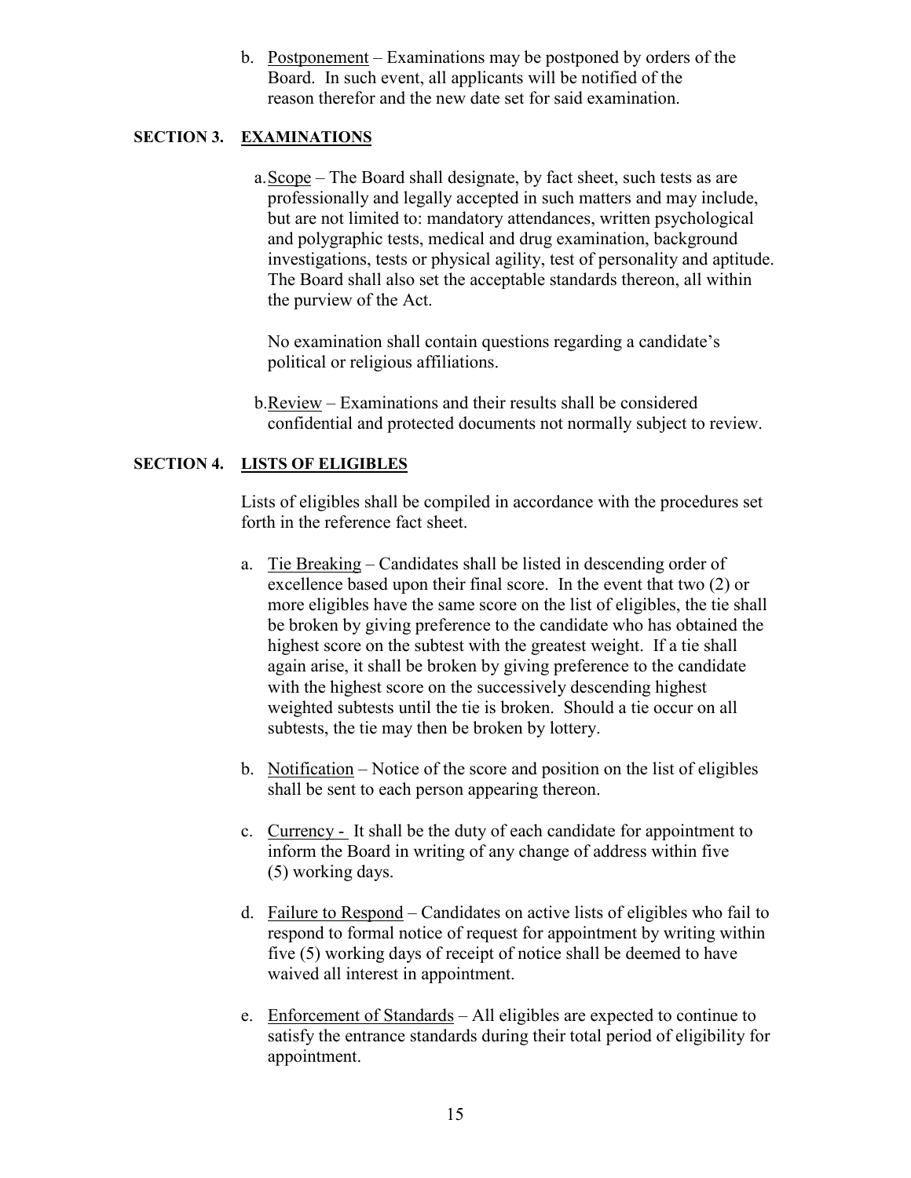b. Postponement – Examinations may be postponed by orders of the Board. In such event, all applicants will be notified of the reason therefor and the new date set for said examination.

**SECTION 3. EXAMINATIONS**

a. Scope – The Board shall designate, by fact sheet, such tests as are professionally and legally accepted in such matters and may include, but are not limited to: mandatory attendances, written psychological and polygraphic tests, medical and drug examination, background investigations, tests or physical agility, test of personality and aptitude. The Board shall also set the acceptable standards thereon, all within the purview of the Act.

No examination shall contain questions regarding a candidate's political or religious affiliations.

b. Review – Examinations and their results shall be considered confidential and protected documents not normally subject to review.

**SECTION 4. LISTS OF ELIGIBLES**

Lists of eligibles shall be compiled in accordance with the procedures set forth in the reference fact sheet.

a. Tie Breaking – Candidates shall be listed in descending order of excellence based upon their final score. In the event that two (2) or more eligibles have the same score on the list of eligibles, the tie shall be broken by giving preference to the candidate who has obtained the highest score on the subtest with the greatest weight. If a tie shall again arise, it shall be broken by giving preference to the candidate with the highest score on the successively descending highest weighted subtests until the tie is broken. Should a tie occur on all subtests, the tie may then be broken by lottery.

b. Notification – Notice of the score and position on the list of eligibles shall be sent to each person appearing thereon.

c. Currency - It shall be the duty of each candidate for appointment to inform the Board in writing of any change of address within five (5) working days.

d. Failure to Respond – Candidates on active lists of eligibles who fail to respond to formal notice of request for appointment by writing within five (5) working days of receipt of notice shall be deemed to have waived all interest in appointment.

e. Enforcement of Standards – All eligibles are expected to continue to satisfy the entrance standards during their total period of eligibility for appointment.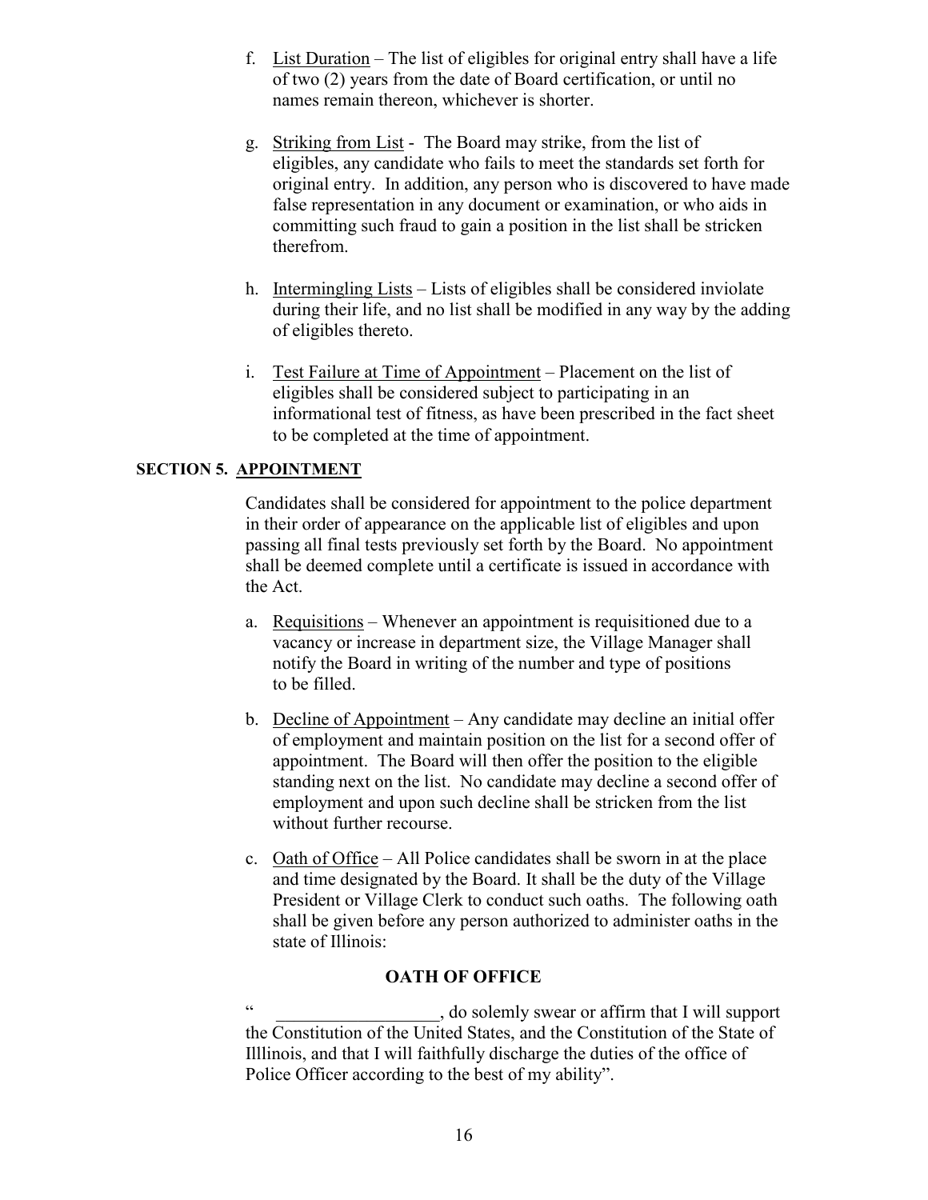f. List Duration – The list of eligibles for original entry shall have a life of two (2) years from the date of Board certification, or until no names remain thereon, whichever is shorter.

g. Striking from List - The Board may strike, from the list of eligibles, any candidate who fails to meet the standards set forth for original entry. In addition, any person who is discovered to have made false representation in any document or examination, or who aids in committing such fraud to gain a position in the list shall be stricken therefrom.

h. Intermingling Lists – Lists of eligibles shall be considered inviolate during their life, and no list shall be modified in any way by the adding of eligibles thereto.

i. Test Failure at Time of Appointment – Placement on the list of eligibles shall be considered subject to participating in an informational test of fitness, as have been prescribed in the fact sheet to be completed at the time of appointment.

**SECTION 5. APPOINTMENT**

Candidates shall be considered for appointment to the police department in their order of appearance on the applicable list of eligibles and upon passing all final tests previously set forth by the Board. No appointment shall be deemed complete until a certificate is issued in accordance with the Act.

a. Requisitions – Whenever an appointment is requisitioned due to a vacancy or increase in department size, the Village Manager shall notify the Board in writing of the number and type of positions to be filled.

b. Decline of Appointment – Any candidate may decline an initial offer of employment and maintain position on the list for a second offer of appointment. The Board will then offer the position to the eligible standing next on the list. No candidate may decline a second offer of employment and upon such decline shall be stricken from the list without further recourse.

c. Oath of Office – All Police candidates shall be sworn in at the place and time designated by the Board. It shall be the duty of the Village President or Village Clerk to conduct such oaths. The following oath shall be given before any person authorized to administer oaths in the state of Illinois:

**OATH OF OFFICE**

" __________________, do solemly swear or affirm that I will support the Constitution of the United States, and the Constitution of the State of Illlinois, and that I will faithfully discharge the duties of the office of Police Officer according to the best of my ability".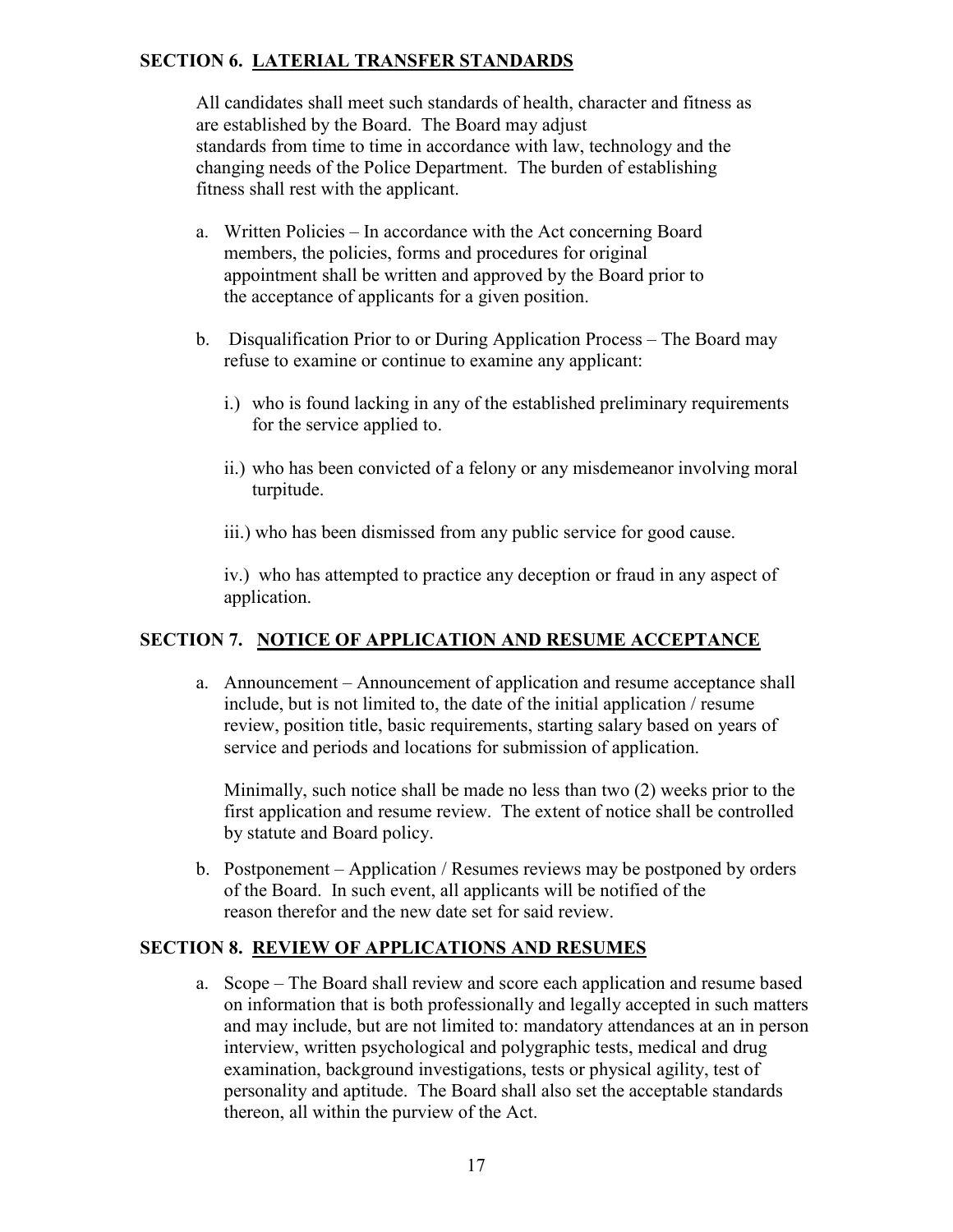## SECTION 6. LATERIAL TRANSFER STANDARDS

All candidates shall meet such standards of health, character and fitness as are established by the Board. The Board may adjust standards from time to time in accordance with law, technology and the changing needs of the Police Department. The burden of establishing fitness shall rest with the applicant.

a. Written Policies – In accordance with the Act concerning Board members, the policies, forms and procedures for original appointment shall be written and approved by the Board prior to the acceptance of applicants for a given position.

b. Disqualification Prior to or During Application Process – The Board may refuse to examine or continue to examine any applicant:

   i.) who is found lacking in any of the established preliminary requirements for the service applied to.

   ii.) who has been convicted of a felony or any misdemeanor involving moral turpitude.

   iii.) who has been dismissed from any public service for good cause.

   iv.) who has attempted to practice any deception or fraud in any aspect of application.

## SECTION 7. NOTICE OF APPLICATION AND RESUME ACCEPTANCE

a. Announcement – Announcement of application and resume acceptance shall include, but is not limited to, the date of the initial application / resume review, position title, basic requirements, starting salary based on years of service and periods and locations for submission of application.

   Minimally, such notice shall be made no less than two (2) weeks prior to the first application and resume review. The extent of notice shall be controlled by statute and Board policy.

b. Postponement – Application / Resumes reviews may be postponed by orders of the Board. In such event, all applicants will be notified of the reason therefor and the new date set for said review.

## SECTION 8. REVIEW OF APPLICATIONS AND RESUMES

a. Scope – The Board shall review and score each application and resume based on information that is both professionally and legally accepted in such matters and may include, but are not limited to: mandatory attendances at an in person interview, written psychological and polygraphic tests, medical and drug examination, background investigations, tests or physical agility, test of personality and aptitude. The Board shall also set the acceptable standards thereon, all within the purview of the Act.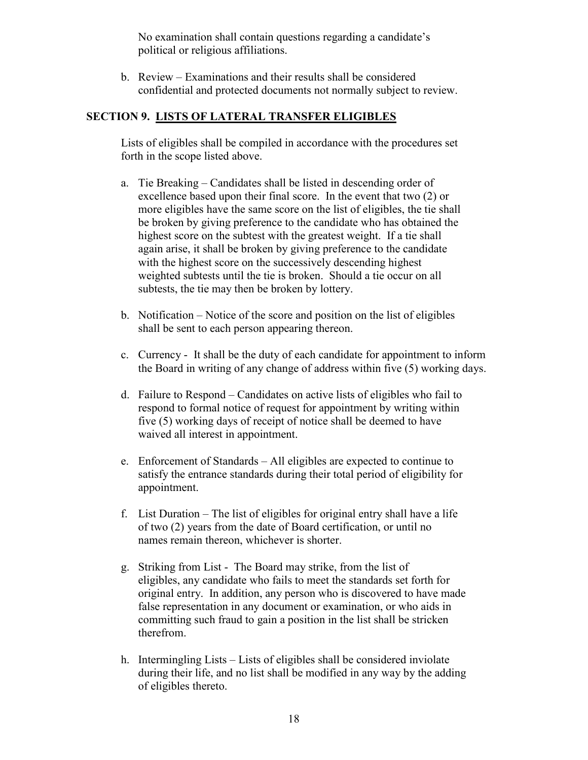No examination shall contain questions regarding a candidate's political or religious affiliations.

b. Review – Examinations and their results shall be considered confidential and protected documents not normally subject to review.

## SECTION 9. LISTS OF LATERAL TRANSFER ELIGIBLES

Lists of eligibles shall be compiled in accordance with the procedures set forth in the scope listed above.

a. Tie Breaking – Candidates shall be listed in descending order of excellence based upon their final score. In the event that two (2) or more eligibles have the same score on the list of eligibles, the tie shall be broken by giving preference to the candidate who has obtained the highest score on the subtest with the greatest weight. If a tie shall again arise, it shall be broken by giving preference to the candidate with the highest score on the successively descending highest weighted subtests until the tie is broken. Should a tie occur on all subtests, the tie may then be broken by lottery.

b. Notification – Notice of the score and position on the list of eligibles shall be sent to each person appearing thereon.

c. Currency - It shall be the duty of each candidate for appointment to inform the Board in writing of any change of address within five (5) working days.

d. Failure to Respond – Candidates on active lists of eligibles who fail to respond to formal notice of request for appointment by writing within five (5) working days of receipt of notice shall be deemed to have waived all interest in appointment.

e. Enforcement of Standards – All eligibles are expected to continue to satisfy the entrance standards during their total period of eligibility for appointment.

f. List Duration – The list of eligibles for original entry shall have a life of two (2) years from the date of Board certification, or until no names remain thereon, whichever is shorter.

g. Striking from List - The Board may strike, from the list of eligibles, any candidate who fails to meet the standards set forth for original entry. In addition, any person who is discovered to have made false representation in any document or examination, or who aids in committing such fraud to gain a position in the list shall be stricken therefrom.

h. Intermingling Lists – Lists of eligibles shall be considered inviolate during their life, and no list shall be modified in any way by the adding of eligibles thereto.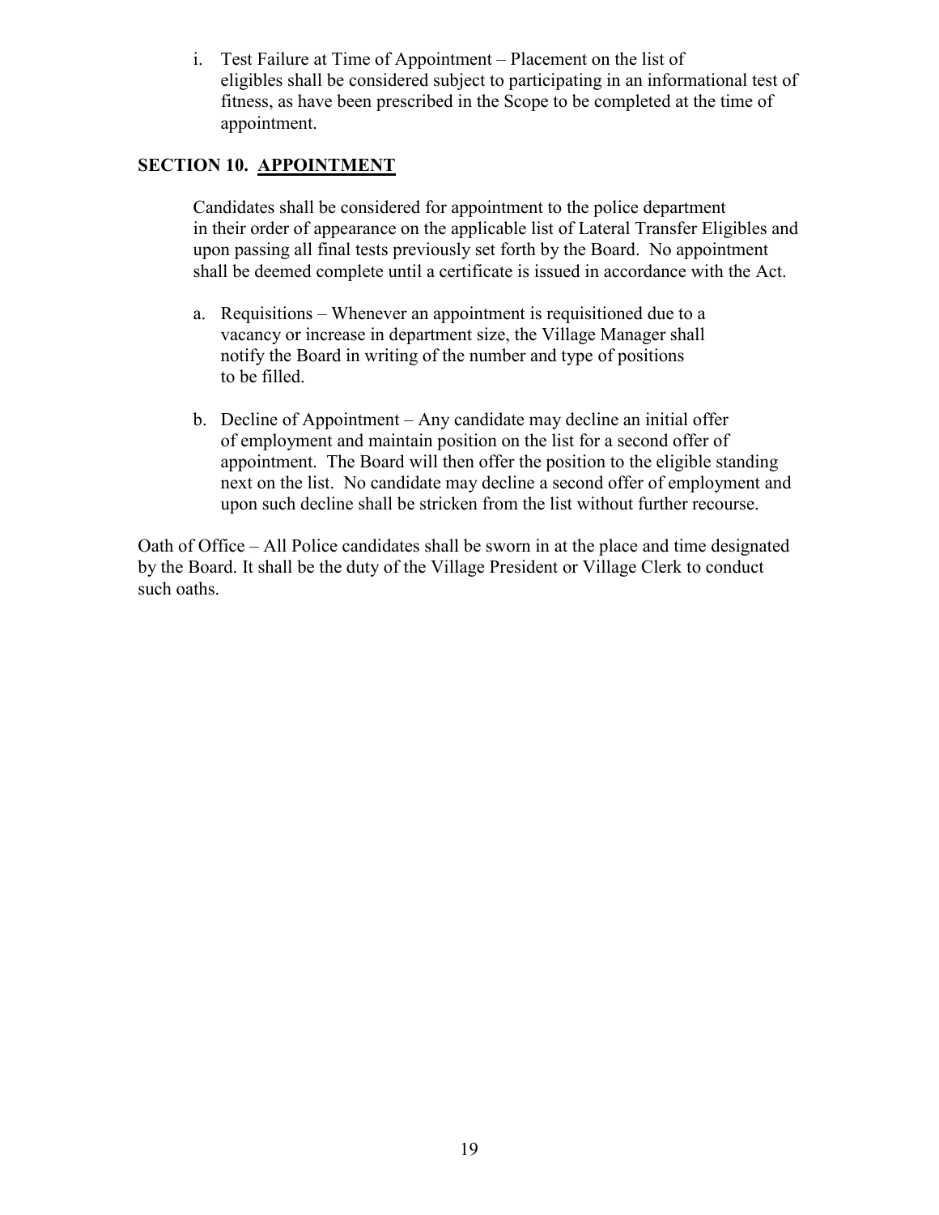i. Test Failure at Time of Appointment – Placement on the list of eligibles shall be considered subject to participating in an informational test of fitness, as have been prescribed in the Scope to be completed at the time of appointment.

## SECTION 10. APPOINTMENT

Candidates shall be considered for appointment to the police department in their order of appearance on the applicable list of Lateral Transfer Eligibles and upon passing all final tests previously set forth by the Board. No appointment shall be deemed complete until a certificate is issued in accordance with the Act.

a. Requisitions – Whenever an appointment is requisitioned due to a vacancy or increase in department size, the Village Manager shall notify the Board in writing of the number and type of positions to be filled.

b. Decline of Appointment – Any candidate may decline an initial offer of employment and maintain position on the list for a second offer of appointment. The Board will then offer the position to the eligible standing next on the list. No candidate may decline a second offer of employment and upon such decline shall be stricken from the list without further recourse.

Oath of Office – All Police candidates shall be sworn in at the place and time designated by the Board. It shall be the duty of the Village President or Village Clerk to conduct such oaths.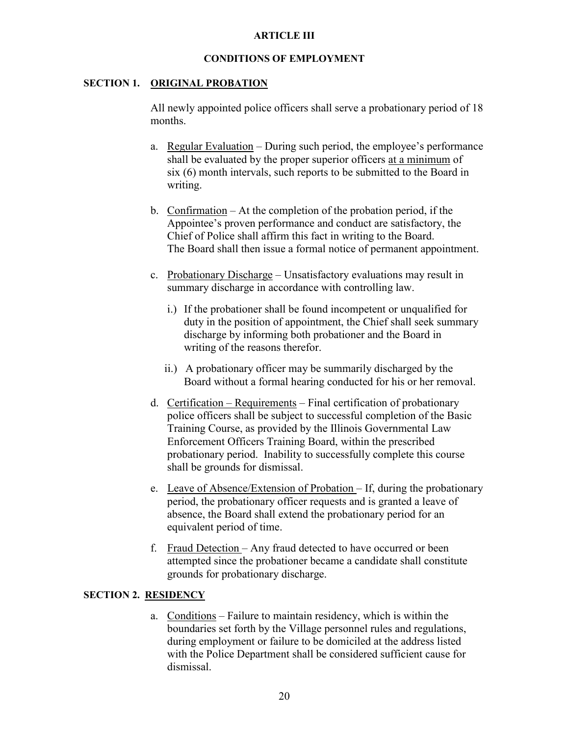## ARTICLE III

### CONDITIONS OF EMPLOYMENT

**SECTION 1. ORIGINAL PROBATION**

All newly appointed police officers shall serve a probationary period of 18 months.

a. Regular Evaluation – During such period, the employee's performance shall be evaluated by the proper superior officers at a minimum of six (6) month intervals, such reports to be submitted to the Board in writing.

b. Confirmation – At the completion of the probation period, if the Appointee's proven performance and conduct are satisfactory, the Chief of Police shall affirm this fact in writing to the Board. The Board shall then issue a formal notice of permanent appointment.

c. Probationary Discharge – Unsatisfactory evaluations may result in summary discharge in accordance with controlling law.

   i.) If the probationer shall be found incompetent or unqualified for duty in the position of appointment, the Chief shall seek summary discharge by informing both probationer and the Board in writing of the reasons therefor.

   ii.) A probationary officer may be summarily discharged by the Board without a formal hearing conducted for his or her removal.

d. Certification – Requirements – Final certification of probationary police officers shall be subject to successful completion of the Basic Training Course, as provided by the Illinois Governmental Law Enforcement Officers Training Board, within the prescribed probationary period. Inability to successfully complete this course shall be grounds for dismissal.

e. Leave of Absence/Extension of Probation – If, during the probationary period, the probationary officer requests and is granted a leave of absence, the Board shall extend the probationary period for an equivalent period of time.

f. Fraud Detection – Any fraud detected to have occurred or been attempted since the probationer became a candidate shall constitute grounds for probationary discharge.

**SECTION 2. RESIDENCY**

a. Conditions – Failure to maintain residency, which is within the boundaries set forth by the Village personnel rules and regulations, during employment or failure to be domiciled at the address listed with the Police Department shall be considered sufficient cause for dismissal.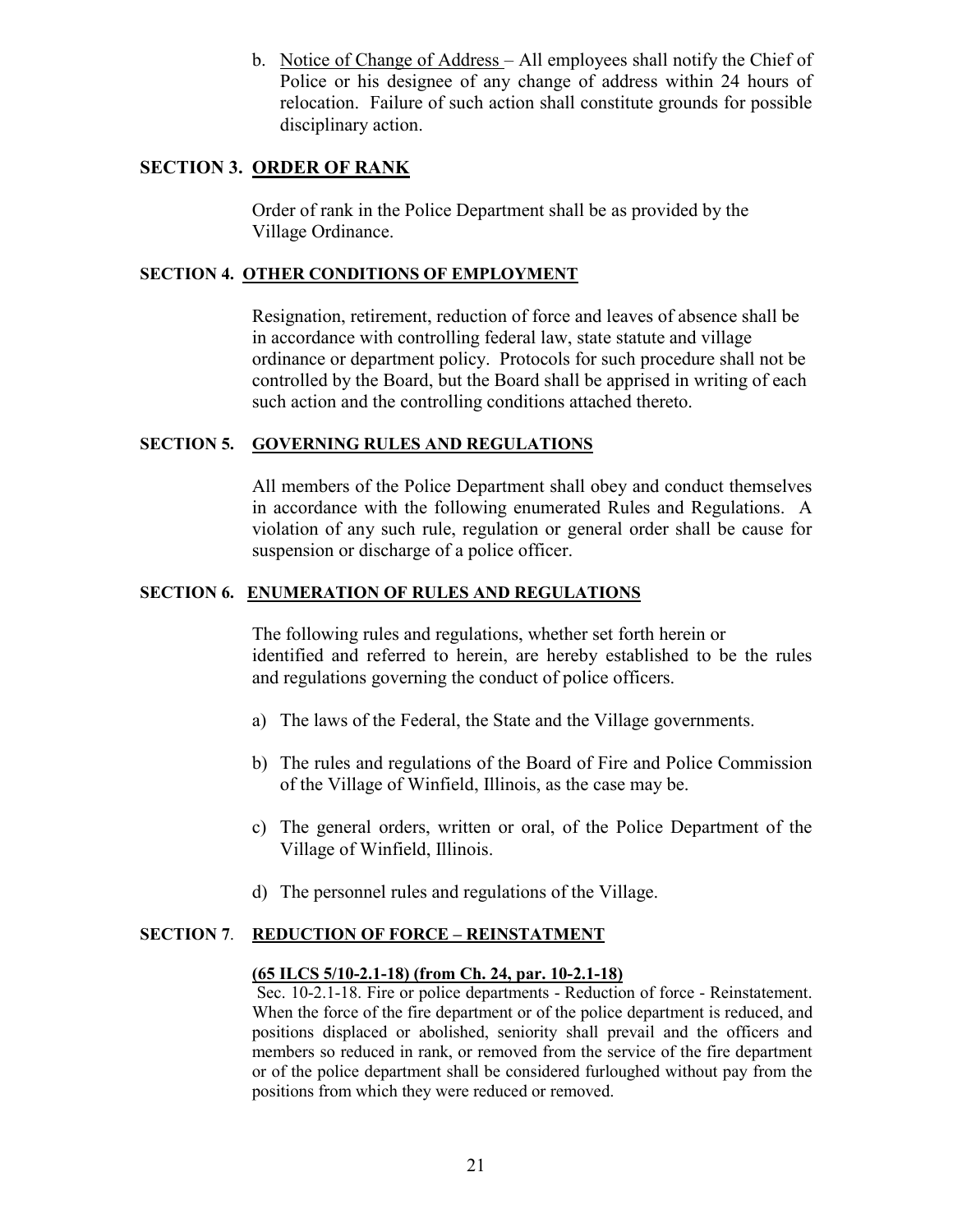b. Notice of Change of Address – All employees shall notify the Chief of Police or his designee of any change of address within 24 hours of relocation. Failure of such action shall constitute grounds for possible disciplinary action.

## SECTION 3. ORDER OF RANK

Order of rank in the Police Department shall be as provided by the Village Ordinance.

## SECTION 4. OTHER CONDITIONS OF EMPLOYMENT

Resignation, retirement, reduction of force and leaves of absence shall be in accordance with controlling federal law, state statute and village ordinance or department policy. Protocols for such procedure shall not be controlled by the Board, but the Board shall be apprised in writing of each such action and the controlling conditions attached thereto.

## SECTION 5. GOVERNING RULES AND REGULATIONS

All members of the Police Department shall obey and conduct themselves in accordance with the following enumerated Rules and Regulations. A violation of any such rule, regulation or general order shall be cause for suspension or discharge of a police officer.

## SECTION 6. ENUMERATION OF RULES AND REGULATIONS

The following rules and regulations, whether set forth herein or identified and referred to herein, are hereby established to be the rules and regulations governing the conduct of police officers.

a) The laws of the Federal, the State and the Village governments.

b) The rules and regulations of the Board of Fire and Police Commission of the Village of Winfield, Illinois, as the case may be.

c) The general orders, written or oral, of the Police Department of the Village of Winfield, Illinois.

d) The personnel rules and regulations of the Village.

## SECTION 7. REDUCTION OF FORCE – REINSTATMENT

**(65 ILCS 5/10-2.1-18) (from Ch. 24, par. 10-2.1-18)**

Sec. 10-2.1-18. Fire or police departments - Reduction of force - Reinstatement. When the force of the fire department or of the police department is reduced, and positions displaced or abolished, seniority shall prevail and the officers and members so reduced in rank, or removed from the service of the fire department or of the police department shall be considered furloughed without pay from the positions from which they were reduced or removed.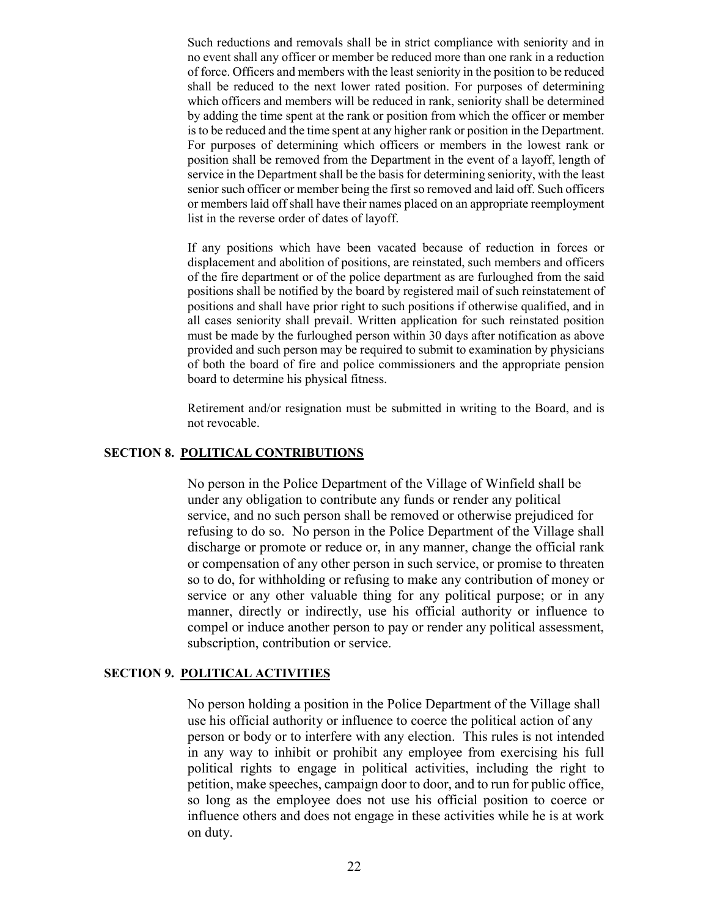Such reductions and removals shall be in strict compliance with seniority and in no event shall any officer or member be reduced more than one rank in a reduction of force. Officers and members with the least seniority in the position to be reduced shall be reduced to the next lower rated position. For purposes of determining which officers and members will be reduced in rank, seniority shall be determined by adding the time spent at the rank or position from which the officer or member is to be reduced and the time spent at any higher rank or position in the Department. For purposes of determining which officers or members in the lowest rank or position shall be removed from the Department in the event of a layoff, length of service in the Department shall be the basis for determining seniority, with the least senior such officer or member being the first so removed and laid off. Such officers or members laid off shall have their names placed on an appropriate reemployment list in the reverse order of dates of layoff.

If any positions which have been vacated because of reduction in forces or displacement and abolition of positions, are reinstated, such members and officers of the fire department or of the police department as are furloughed from the said positions shall be notified by the board by registered mail of such reinstatement of positions and shall have prior right to such positions if otherwise qualified, and in all cases seniority shall prevail. Written application for such reinstated position must be made by the furloughed person within 30 days after notification as above provided and such person may be required to submit to examination by physicians of both the board of fire and police commissioners and the appropriate pension board to determine his physical fitness.

Retirement and/or resignation must be submitted in writing to the Board, and is not revocable.

## SECTION 8. POLITICAL CONTRIBUTIONS

No person in the Police Department of the Village of Winfield shall be under any obligation to contribute any funds or render any political service, and no such person shall be removed or otherwise prejudiced for refusing to do so. No person in the Police Department of the Village shall discharge or promote or reduce or, in any manner, change the official rank or compensation of any other person in such service, or promise to threaten so to do, for withholding or refusing to make any contribution of money or service or any other valuable thing for any political purpose; or in any manner, directly or indirectly, use his official authority or influence to compel or induce another person to pay or render any political assessment, subscription, contribution or service.

## SECTION 9. POLITICAL ACTIVITIES

No person holding a position in the Police Department of the Village shall use his official authority or influence to coerce the political action of any person or body or to interfere with any election. This rules is not intended in any way to inhibit or prohibit any employee from exercising his full political rights to engage in political activities, including the right to petition, make speeches, campaign door to door, and to run for public office, so long as the employee does not use his official position to coerce or influence others and does not engage in these activities while he is at work on duty.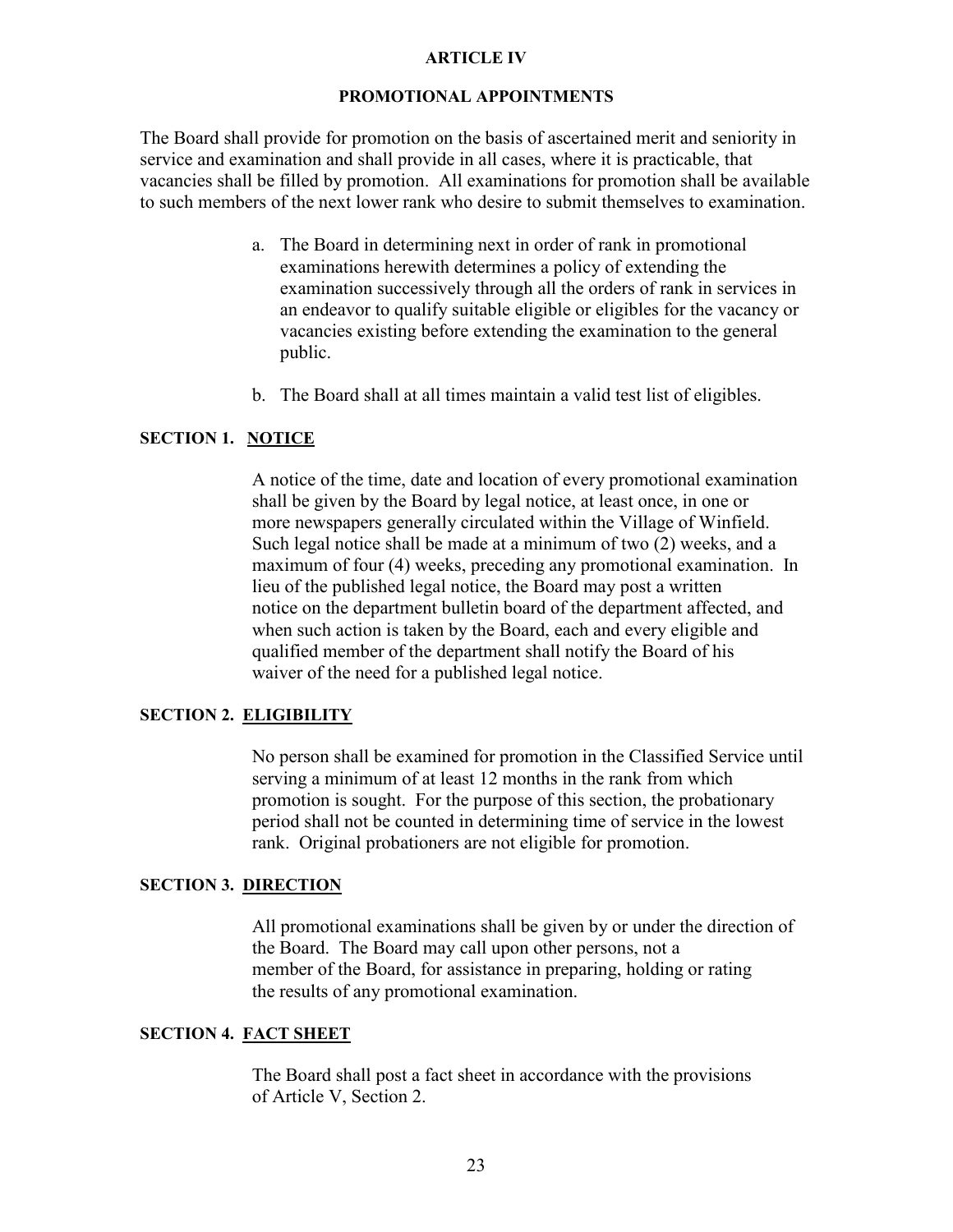## ARTICLE IV

## PROMOTIONAL APPOINTMENTS

The Board shall provide for promotion on the basis of ascertained merit and seniority in service and examination and shall provide in all cases, where it is practicable, that vacancies shall be filled by promotion. All examinations for promotion shall be available to such members of the next lower rank who desire to submit themselves to examination.

a. The Board in determining next in order of rank in promotional examinations herewith determines a policy of extending the examination successively through all the orders of rank in services in an endeavor to qualify suitable eligible or eligibles for the vacancy or vacancies existing before extending the examination to the general public.

b. The Board shall at all times maintain a valid test list of eligibles.

### SECTION 1. NOTICE

A notice of the time, date and location of every promotional examination shall be given by the Board by legal notice, at least once, in one or more newspapers generally circulated within the Village of Winfield. Such legal notice shall be made at a minimum of two (2) weeks, and a maximum of four (4) weeks, preceding any promotional examination. In lieu of the published legal notice, the Board may post a written notice on the department bulletin board of the department affected, and when such action is taken by the Board, each and every eligible and qualified member of the department shall notify the Board of his waiver of the need for a published legal notice.

### SECTION 2. ELIGIBILITY

No person shall be examined for promotion in the Classified Service until serving a minimum of at least 12 months in the rank from which promotion is sought. For the purpose of this section, the probationary period shall not be counted in determining time of service in the lowest rank. Original probationers are not eligible for promotion.

### SECTION 3. DIRECTION

All promotional examinations shall be given by or under the direction of the Board. The Board may call upon other persons, not a member of the Board, for assistance in preparing, holding or rating the results of any promotional examination.

### SECTION 4. FACT SHEET

The Board shall post a fact sheet in accordance with the provisions of Article V, Section 2.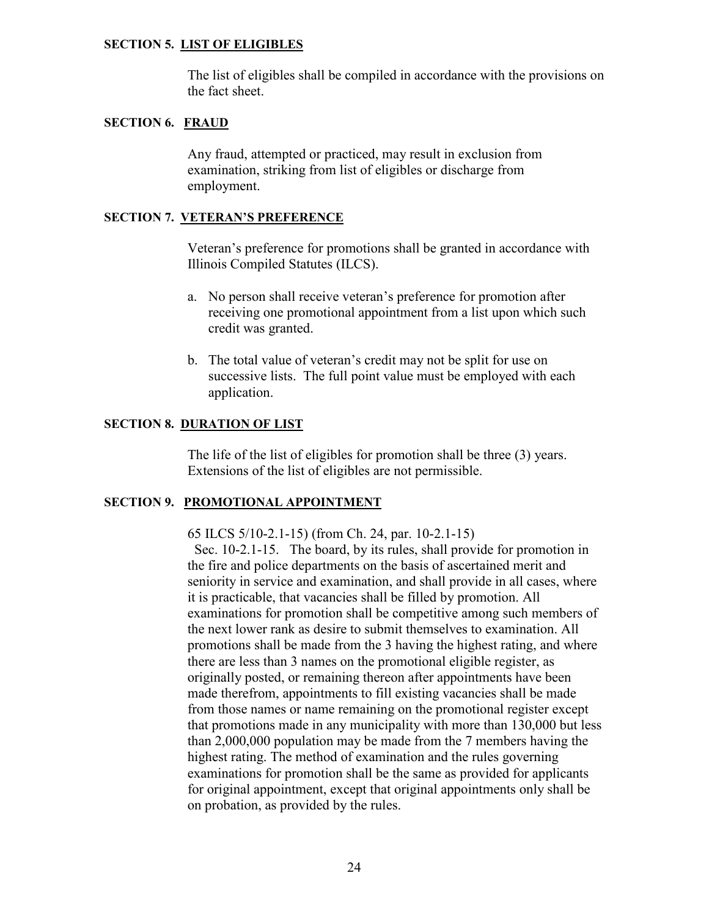### SECTION 5. LIST OF ELIGIBLES

The list of eligibles shall be compiled in accordance with the provisions on the fact sheet.

### SECTION 6. FRAUD

Any fraud, attempted or practiced, may result in exclusion from examination, striking from list of eligibles or discharge from employment.

### SECTION 7. VETERAN'S PREFERENCE

Veteran's preference for promotions shall be granted in accordance with Illinois Compiled Statutes (ILCS).

a. No person shall receive veteran's preference for promotion after receiving one promotional appointment from a list upon which such credit was granted.

b. The total value of veteran's credit may not be split for use on successive lists. The full point value must be employed with each application.

### SECTION 8. DURATION OF LIST

The life of the list of eligibles for promotion shall be three (3) years. Extensions of the list of eligibles are not permissible.

### SECTION 9. PROMOTIONAL APPOINTMENT

65 ILCS 5/10-2.1-15) (from Ch. 24, par. 10-2.1-15)

Sec. 10-2.1-15. The board, by its rules, shall provide for promotion in the fire and police departments on the basis of ascertained merit and seniority in service and examination, and shall provide in all cases, where it is practicable, that vacancies shall be filled by promotion. All examinations for promotion shall be competitive among such members of the next lower rank as desire to submit themselves to examination. All promotions shall be made from the 3 having the highest rating, and where there are less than 3 names on the promotional eligible register, as originally posted, or remaining thereon after appointments have been made therefrom, appointments to fill existing vacancies shall be made from those names or name remaining on the promotional register except that promotions made in any municipality with more than 130,000 but less than 2,000,000 population may be made from the 7 members having the highest rating. The method of examination and the rules governing examinations for promotion shall be the same as provided for applicants for original appointment, except that original appointments only shall be on probation, as provided by the rules.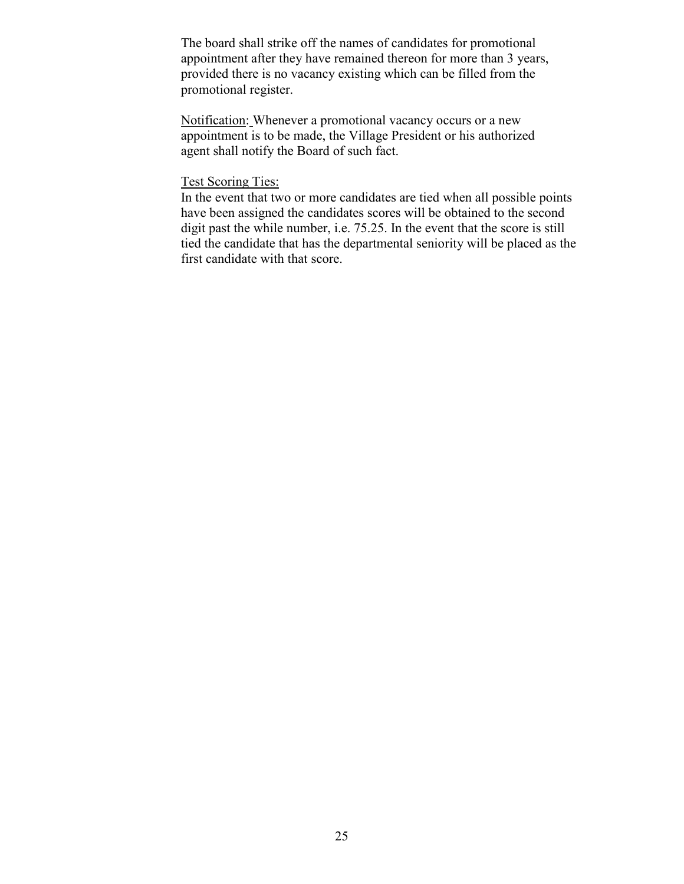The board shall strike off the names of candidates for promotional appointment after they have remained thereon for more than 3 years, provided there is no vacancy existing which can be filled from the promotional register.

Notification: Whenever a promotional vacancy occurs or a new appointment is to be made, the Village President or his authorized agent shall notify the Board of such fact.

Test Scoring Ties:

In the event that two or more candidates are tied when all possible points have been assigned the candidates scores will be obtained to the second digit past the while number, i.e. 75.25. In the event that the score is still tied the candidate that has the departmental seniority will be placed as the first candidate with that score.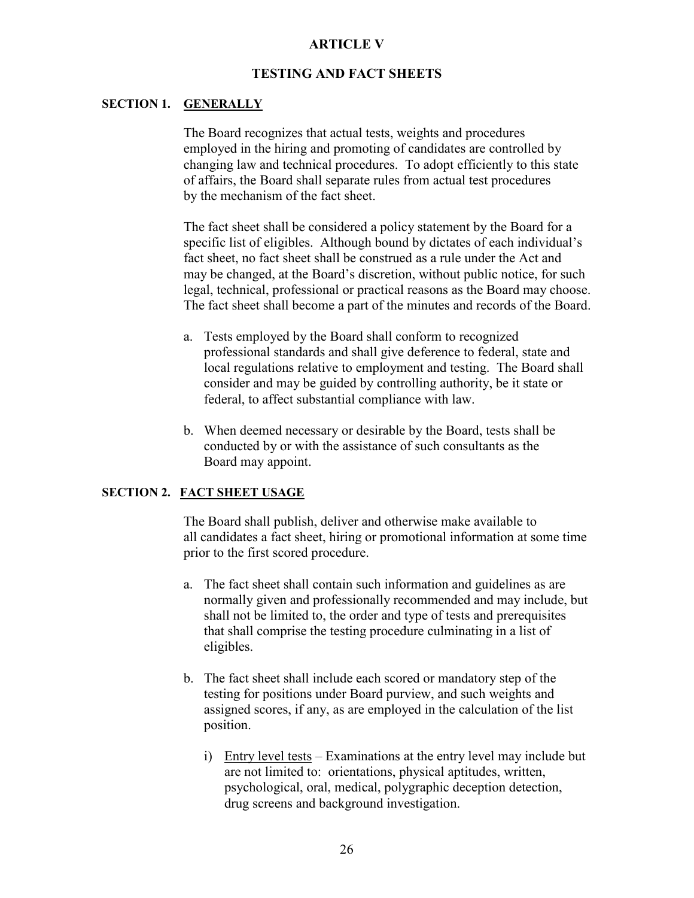# ARTICLE V

## TESTING AND FACT SHEETS

### SECTION 1. GENERALLY

The Board recognizes that actual tests, weights and procedures employed in the hiring and promoting of candidates are controlled by changing law and technical procedures. To adopt efficiently to this state of affairs, the Board shall separate rules from actual test procedures by the mechanism of the fact sheet.

The fact sheet shall be considered a policy statement by the Board for a specific list of eligibles. Although bound by dictates of each individual's fact sheet, no fact sheet shall be construed as a rule under the Act and may be changed, at the Board's discretion, without public notice, for such legal, technical, professional or practical reasons as the Board may choose. The fact sheet shall become a part of the minutes and records of the Board.

a. Tests employed by the Board shall conform to recognized professional standards and shall give deference to federal, state and local regulations relative to employment and testing. The Board shall consider and may be guided by controlling authority, be it state or federal, to affect substantial compliance with law.

b. When deemed necessary or desirable by the Board, tests shall be conducted by or with the assistance of such consultants as the Board may appoint.

### SECTION 2. FACT SHEET USAGE

The Board shall publish, deliver and otherwise make available to all candidates a fact sheet, hiring or promotional information at some time prior to the first scored procedure.

a. The fact sheet shall contain such information and guidelines as are normally given and professionally recommended and may include, but shall not be limited to, the order and type of tests and prerequisites that shall comprise the testing procedure culminating in a list of eligibles.

b. The fact sheet shall include each scored or mandatory step of the testing for positions under Board purview, and such weights and assigned scores, if any, as are employed in the calculation of the list position.

   i) Entry level tests – Examinations at the entry level may include but are not limited to: orientations, physical aptitudes, written, psychological, oral, medical, polygraphic deception detection, drug screens and background investigation.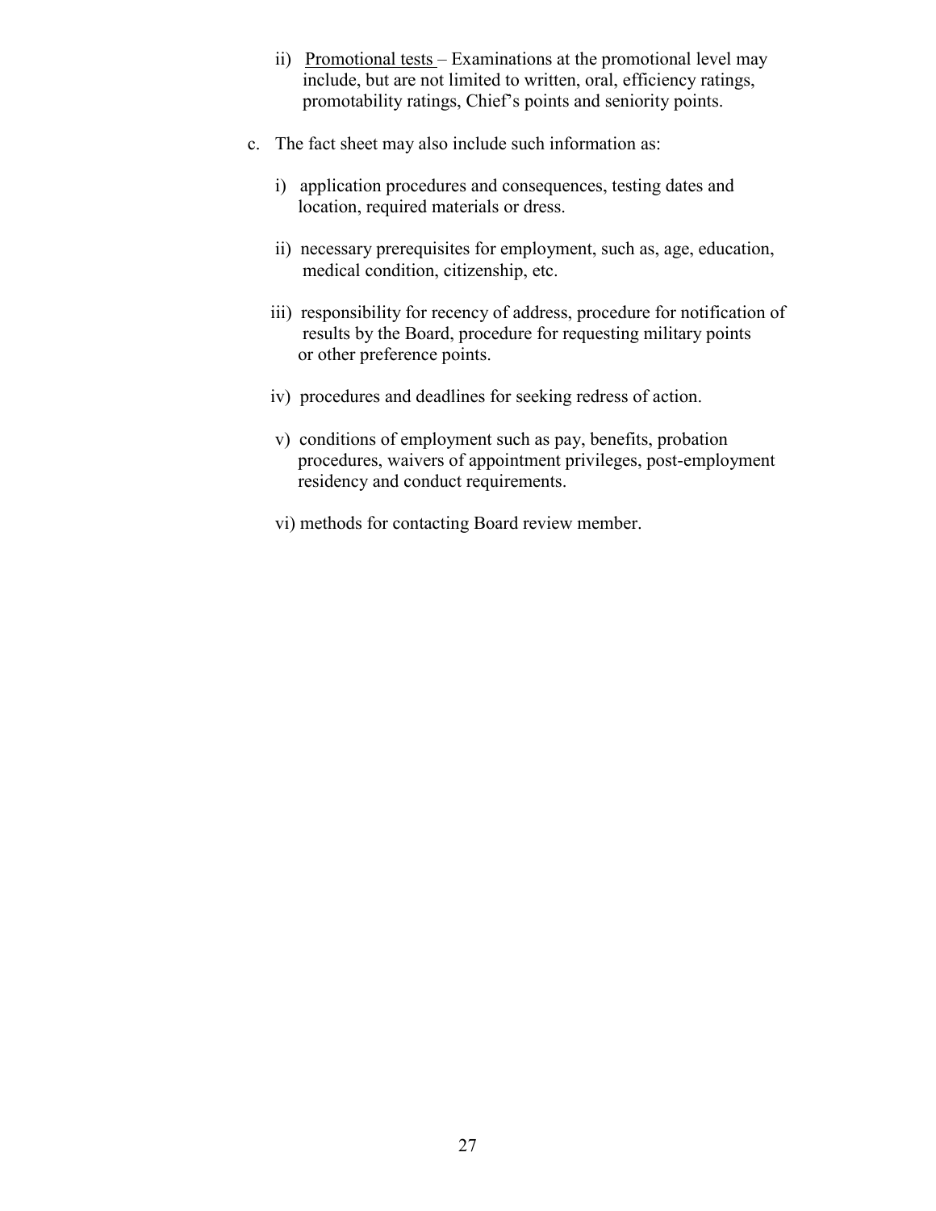ii) Promotional tests – Examinations at the promotional level may include, but are not limited to written, oral, efficiency ratings, promotability ratings, Chief's points and seniority points.

c. The fact sheet may also include such information as:

i) application procedures and consequences, testing dates and location, required materials or dress.

ii) necessary prerequisites for employment, such as, age, education, medical condition, citizenship, etc.

iii) responsibility for recency of address, procedure for notification of results by the Board, procedure for requesting military points or other preference points.

iv) procedures and deadlines for seeking redress of action.

v) conditions of employment such as pay, benefits, probation procedures, waivers of appointment privileges, post-employment residency and conduct requirements.

vi) methods for contacting Board review member.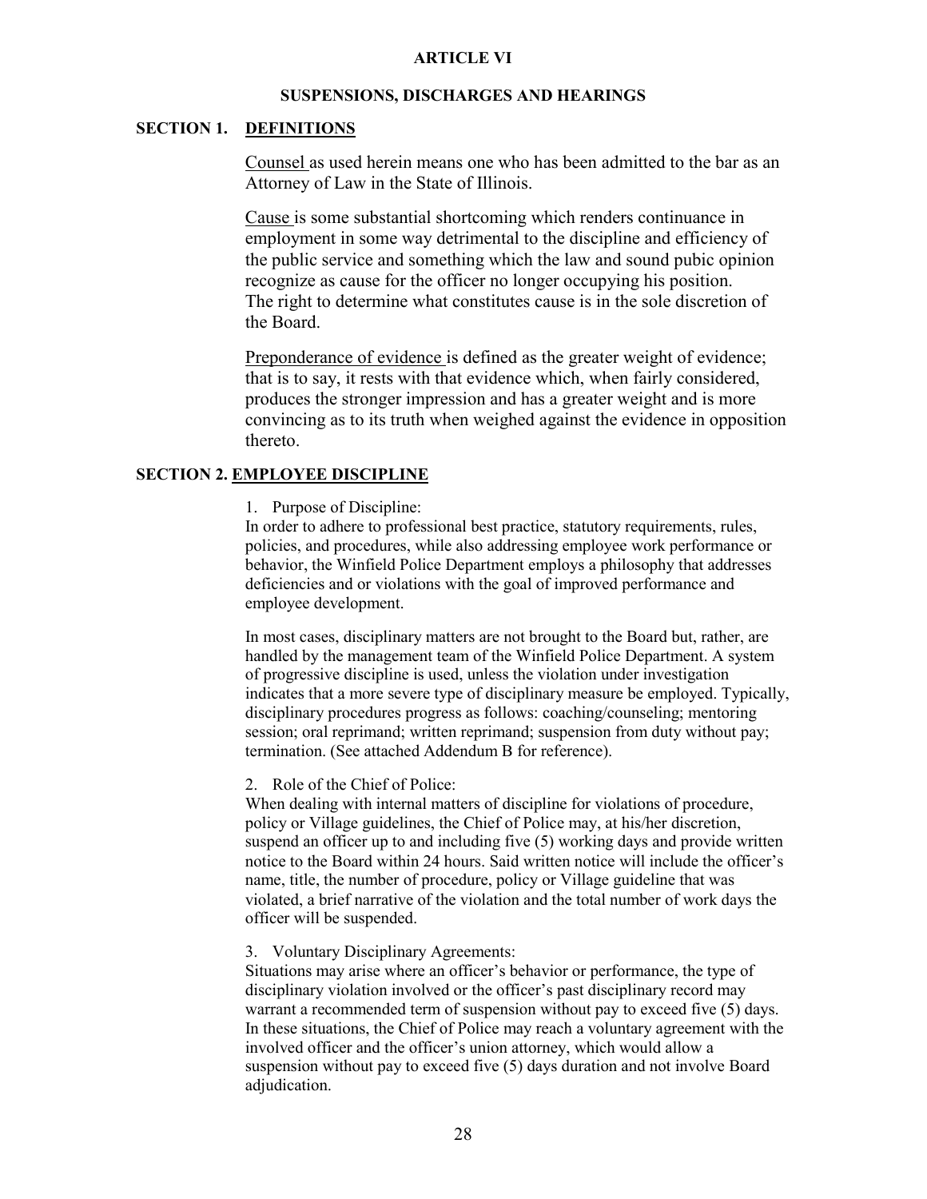# ARTICLE VI

## SUSPENSIONS, DISCHARGES AND HEARINGS

### SECTION 1. DEFINITIONS

Counsel as used herein means one who has been admitted to the bar as an Attorney of Law in the State of Illinois.

Cause is some substantial shortcoming which renders continuance in employment in some way detrimental to the discipline and efficiency of the public service and something which the law and sound pubic opinion recognize as cause for the officer no longer occupying his position. The right to determine what constitutes cause is in the sole discretion of the Board.

Preponderance of evidence is defined as the greater weight of evidence; that is to say, it rests with that evidence which, when fairly considered, produces the stronger impression and has a greater weight and is more convincing as to its truth when weighed against the evidence in opposition thereto.

### SECTION 2. EMPLOYEE DISCIPLINE

1. Purpose of Discipline:

In order to adhere to professional best practice, statutory requirements, rules, policies, and procedures, while also addressing employee work performance or behavior, the Winfield Police Department employs a philosophy that addresses deficiencies and or violations with the goal of improved performance and employee development.

In most cases, disciplinary matters are not brought to the Board but, rather, are handled by the management team of the Winfield Police Department. A system of progressive discipline is used, unless the violation under investigation indicates that a more severe type of disciplinary measure be employed. Typically, disciplinary procedures progress as follows: coaching/counseling; mentoring session; oral reprimand; written reprimand; suspension from duty without pay; termination. (See attached Addendum B for reference).

2. Role of the Chief of Police:

When dealing with internal matters of discipline for violations of procedure, policy or Village guidelines, the Chief of Police may, at his/her discretion, suspend an officer up to and including five (5) working days and provide written notice to the Board within 24 hours. Said written notice will include the officer's name, title, the number of procedure, policy or Village guideline that was violated, a brief narrative of the violation and the total number of work days the officer will be suspended.

3. Voluntary Disciplinary Agreements:

Situations may arise where an officer's behavior or performance, the type of disciplinary violation involved or the officer's past disciplinary record may warrant a recommended term of suspension without pay to exceed five (5) days. In these situations, the Chief of Police may reach a voluntary agreement with the involved officer and the officer's union attorney, which would allow a suspension without pay to exceed five (5) days duration and not involve Board adjudication.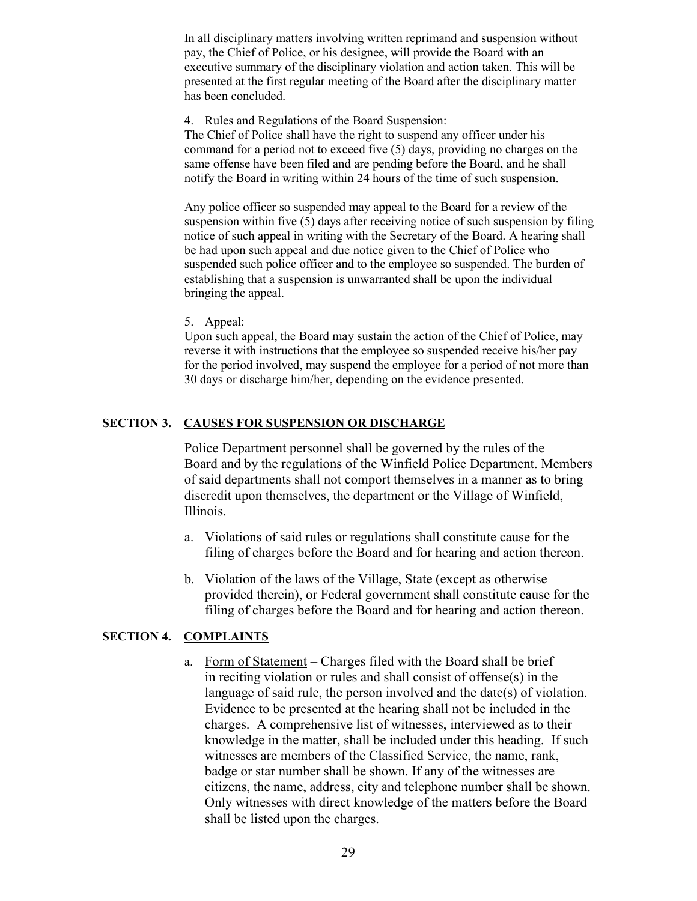In all disciplinary matters involving written reprimand and suspension without pay, the Chief of Police, or his designee, will provide the Board with an executive summary of the disciplinary violation and action taken. This will be presented at the first regular meeting of the Board after the disciplinary matter has been concluded.

4. Rules and Regulations of the Board Suspension:

The Chief of Police shall have the right to suspend any officer under his command for a period not to exceed five (5) days, providing no charges on the same offense have been filed and are pending before the Board, and he shall notify the Board in writing within 24 hours of the time of such suspension.

Any police officer so suspended may appeal to the Board for a review of the suspension within five (5) days after receiving notice of such suspension by filing notice of such appeal in writing with the Secretary of the Board. A hearing shall be had upon such appeal and due notice given to the Chief of Police who suspended such police officer and to the employee so suspended. The burden of establishing that a suspension is unwarranted shall be upon the individual bringing the appeal.

5. Appeal:

Upon such appeal, the Board may sustain the action of the Chief of Police, may reverse it with instructions that the employee so suspended receive his/her pay for the period involved, may suspend the employee for a period of not more than 30 days or discharge him/her, depending on the evidence presented.

## SECTION 3. CAUSES FOR SUSPENSION OR DISCHARGE

Police Department personnel shall be governed by the rules of the Board and by the regulations of the Winfield Police Department. Members of said departments shall not comport themselves in a manner as to bring discredit upon themselves, the department or the Village of Winfield, Illinois.

a. Violations of said rules or regulations shall constitute cause for the filing of charges before the Board and for hearing and action thereon.

b. Violation of the laws of the Village, State (except as otherwise provided therein), or Federal government shall constitute cause for the filing of charges before the Board and for hearing and action thereon.

## SECTION 4. COMPLAINTS

a. Form of Statement – Charges filed with the Board shall be brief in reciting violation or rules and shall consist of offense(s) in the language of said rule, the person involved and the date(s) of violation. Evidence to be presented at the hearing shall not be included in the charges. A comprehensive list of witnesses, interviewed as to their knowledge in the matter, shall be included under this heading. If such witnesses are members of the Classified Service, the name, rank, badge or star number shall be shown. If any of the witnesses are citizens, the name, address, city and telephone number shall be shown. Only witnesses with direct knowledge of the matters before the Board shall be listed upon the charges.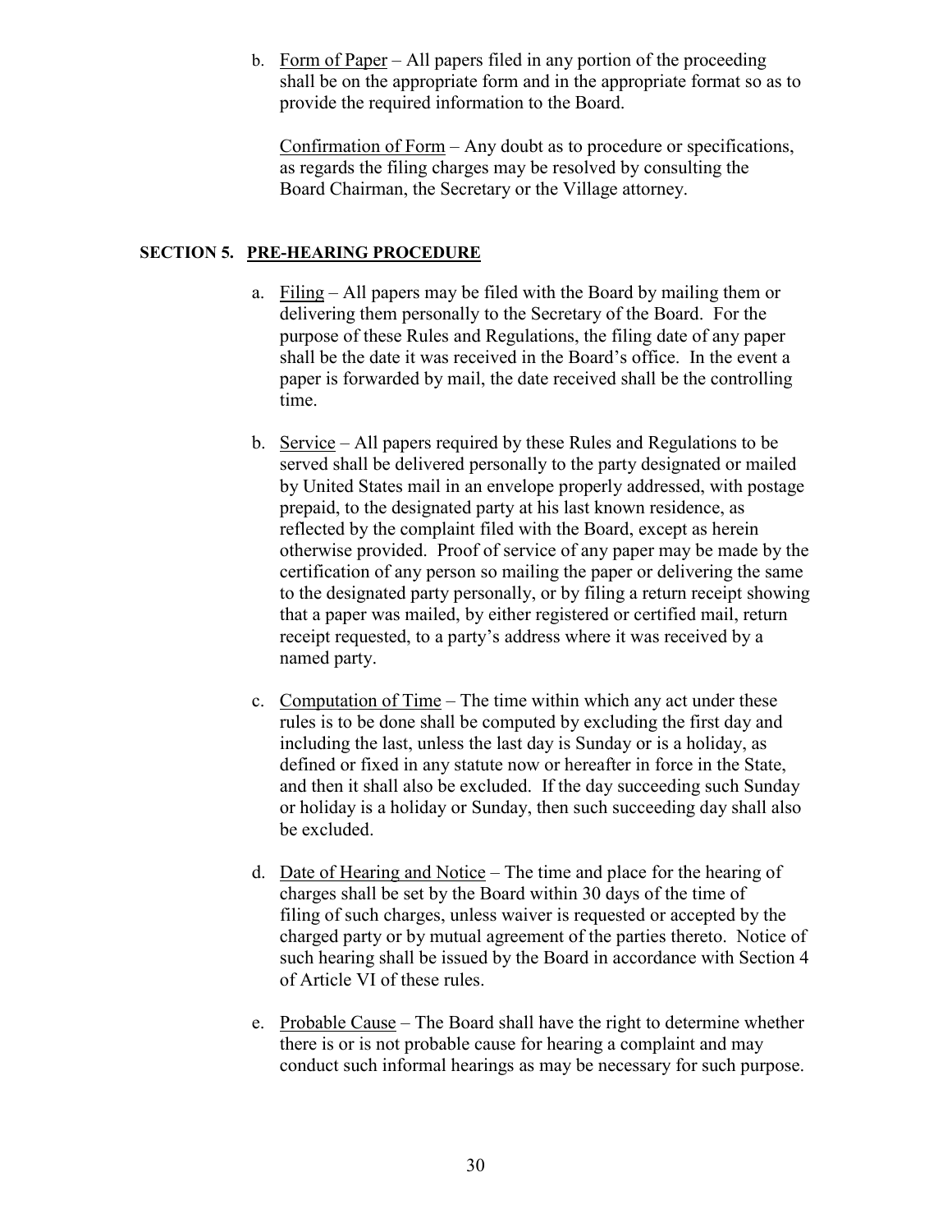b. Form of Paper – All papers filed in any portion of the proceeding shall be on the appropriate form and in the appropriate format so as to provide the required information to the Board.

Confirmation of Form – Any doubt as to procedure or specifications, as regards the filing charges may be resolved by consulting the Board Chairman, the Secretary or the Village attorney.

**SECTION 5. PRE-HEARING PROCEDURE**

a. Filing – All papers may be filed with the Board by mailing them or delivering them personally to the Secretary of the Board. For the purpose of these Rules and Regulations, the filing date of any paper shall be the date it was received in the Board's office. In the event a paper is forwarded by mail, the date received shall be the controlling time.

b. Service – All papers required by these Rules and Regulations to be served shall be delivered personally to the party designated or mailed by United States mail in an envelope properly addressed, with postage prepaid, to the designated party at his last known residence, as reflected by the complaint filed with the Board, except as herein otherwise provided. Proof of service of any paper may be made by the certification of any person so mailing the paper or delivering the same to the designated party personally, or by filing a return receipt showing that a paper was mailed, by either registered or certified mail, return receipt requested, to a party's address where it was received by a named party.

c. Computation of Time – The time within which any act under these rules is to be done shall be computed by excluding the first day and including the last, unless the last day is Sunday or is a holiday, as defined or fixed in any statute now or hereafter in force in the State, and then it shall also be excluded. If the day succeeding such Sunday or holiday is a holiday or Sunday, then such succeeding day shall also be excluded.

d. Date of Hearing and Notice – The time and place for the hearing of charges shall be set by the Board within 30 days of the time of filing of such charges, unless waiver is requested or accepted by the charged party or by mutual agreement of the parties thereto. Notice of such hearing shall be issued by the Board in accordance with Section 4 of Article VI of these rules.

e. Probable Cause – The Board shall have the right to determine whether there is or is not probable cause for hearing a complaint and may conduct such informal hearings as may be necessary for such purpose.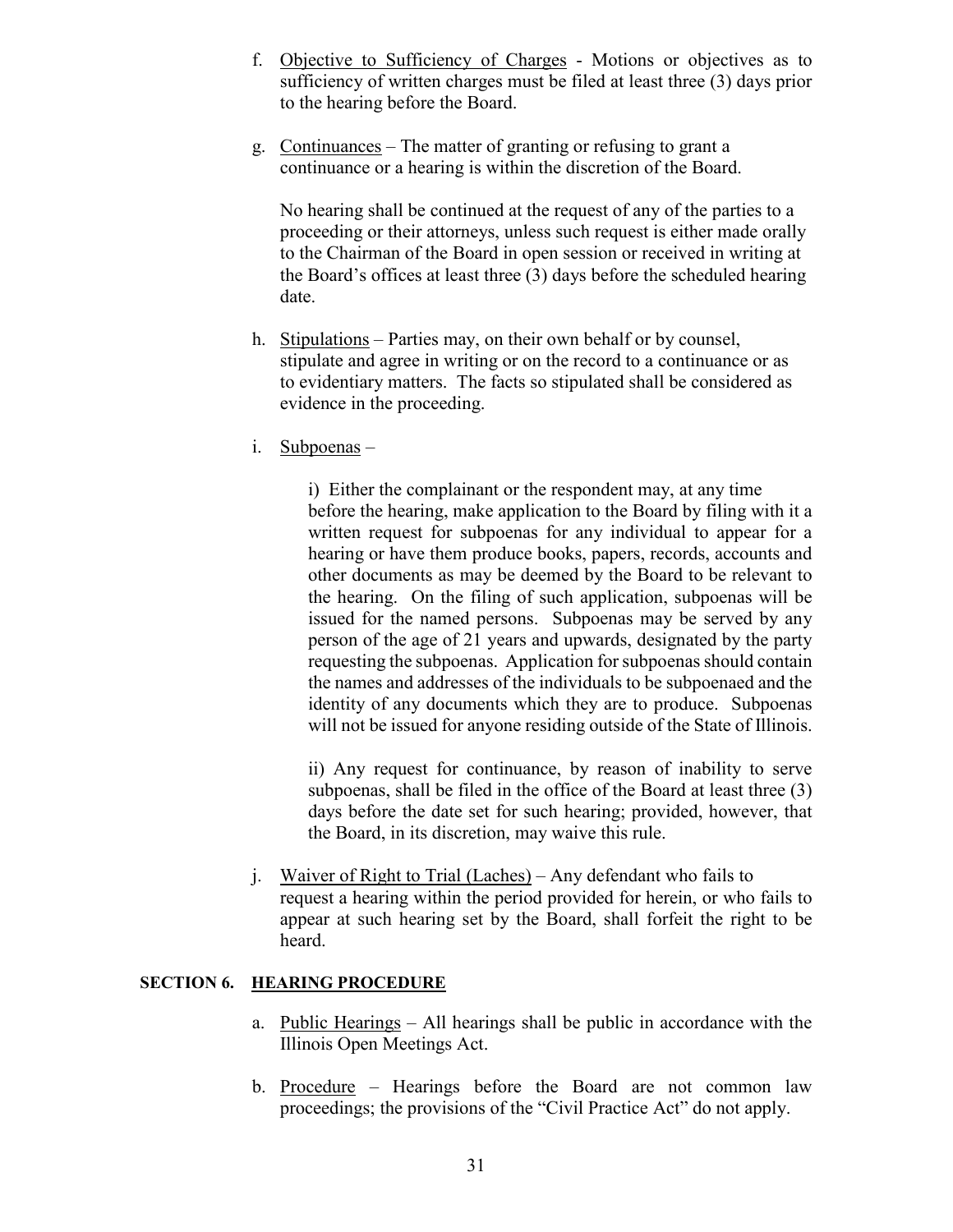f. Objective to Sufficiency of Charges - Motions or objectives as to sufficiency of written charges must be filed at least three (3) days prior to the hearing before the Board.

g. Continuances – The matter of granting or refusing to grant a continuance or a hearing is within the discretion of the Board.

   No hearing shall be continued at the request of any of the parties to a proceeding or their attorneys, unless such request is either made orally to the Chairman of the Board in open session or received in writing at the Board's offices at least three (3) days before the scheduled hearing date.

h. Stipulations – Parties may, on their own behalf or by counsel, stipulate and agree in writing or on the record to a continuance or as to evidentiary matters. The facts so stipulated shall be considered as evidence in the proceeding.

i. Subpoenas –

   i) Either the complainant or the respondent may, at any time before the hearing, make application to the Board by filing with it a written request for subpoenas for any individual to appear for a hearing or have them produce books, papers, records, accounts and other documents as may be deemed by the Board to be relevant to the hearing. On the filing of such application, subpoenas will be issued for the named persons. Subpoenas may be served by any person of the age of 21 years and upwards, designated by the party requesting the subpoenas. Application for subpoenas should contain the names and addresses of the individuals to be subpoenaed and the identity of any documents which they are to produce. Subpoenas will not be issued for anyone residing outside of the State of Illinois.

   ii) Any request for continuance, by reason of inability to serve subpoenas, shall be filed in the office of the Board at least three (3) days before the date set for such hearing; provided, however, that the Board, in its discretion, may waive this rule.

j. Waiver of Right to Trial (Laches) – Any defendant who fails to request a hearing within the period provided for herein, or who fails to appear at such hearing set by the Board, shall forfeit the right to be heard.

**SECTION 6. HEARING PROCEDURE**

a. Public Hearings – All hearings shall be public in accordance with the Illinois Open Meetings Act.

b. Procedure – Hearings before the Board are not common law proceedings; the provisions of the "Civil Practice Act" do not apply.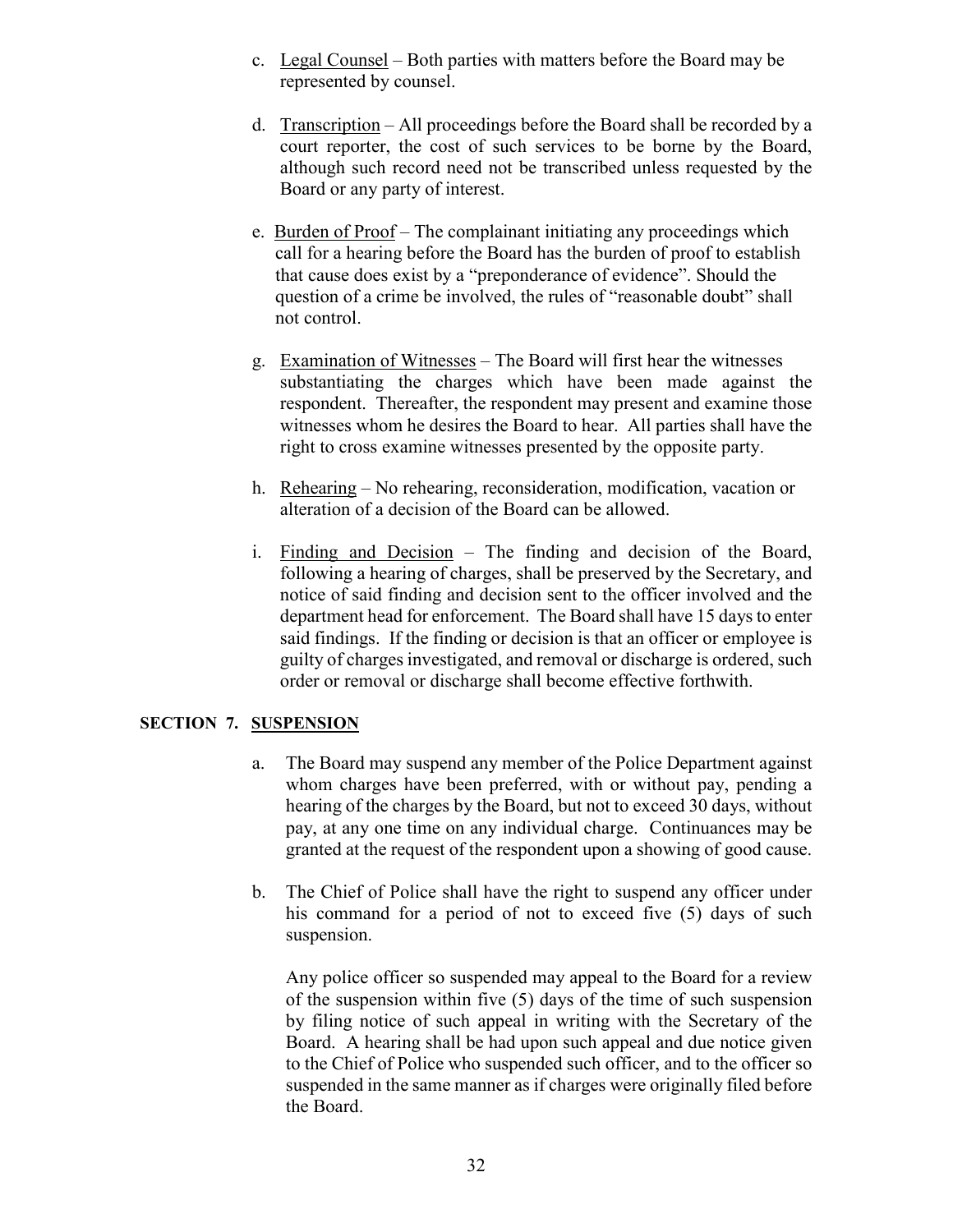c. Legal Counsel – Both parties with matters before the Board may be represented by counsel.

d. Transcription – All proceedings before the Board shall be recorded by a court reporter, the cost of such services to be borne by the Board, although such record need not be transcribed unless requested by the Board or any party of interest.

e. Burden of Proof – The complainant initiating any proceedings which call for a hearing before the Board has the burden of proof to establish that cause does exist by a "preponderance of evidence". Should the question of a crime be involved, the rules of "reasonable doubt" shall not control.

g. Examination of Witnesses – The Board will first hear the witnesses substantiating the charges which have been made against the respondent. Thereafter, the respondent may present and examine those witnesses whom he desires the Board to hear. All parties shall have the right to cross examine witnesses presented by the opposite party.

h. Rehearing – No rehearing, reconsideration, modification, vacation or alteration of a decision of the Board can be allowed.

i. Finding and Decision – The finding and decision of the Board, following a hearing of charges, shall be preserved by the Secretary, and notice of said finding and decision sent to the officer involved and the department head for enforcement. The Board shall have 15 days to enter said findings. If the finding or decision is that an officer or employee is guilty of charges investigated, and removal or discharge is ordered, such order or removal or discharge shall become effective forthwith.

**SECTION 7. SUSPENSION**

a. The Board may suspend any member of the Police Department against whom charges have been preferred, with or without pay, pending a hearing of the charges by the Board, but not to exceed 30 days, without pay, at any one time on any individual charge. Continuances may be granted at the request of the respondent upon a showing of good cause.

b. The Chief of Police shall have the right to suspend any officer under his command for a period of not to exceed five (5) days of such suspension.

   Any police officer so suspended may appeal to the Board for a review of the suspension within five (5) days of the time of such suspension by filing notice of such appeal in writing with the Secretary of the Board. A hearing shall be had upon such appeal and due notice given to the Chief of Police who suspended such officer, and to the officer so suspended in the same manner as if charges were originally filed before the Board.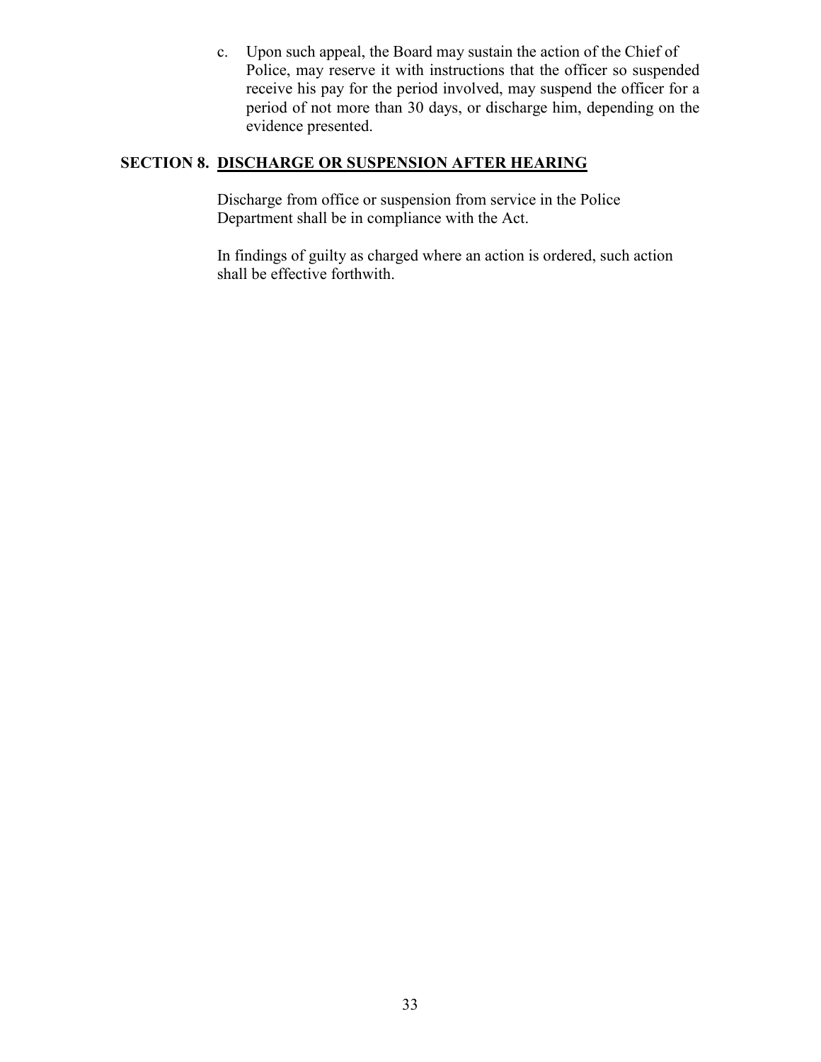c. Upon such appeal, the Board may sustain the action of the Chief of Police, may reserve it with instructions that the officer so suspended receive his pay for the period involved, may suspend the officer for a period of not more than 30 days, or discharge him, depending on the evidence presented.

## SECTION 8. DISCHARGE OR SUSPENSION AFTER HEARING

Discharge from office or suspension from service in the Police Department shall be in compliance with the Act.

In findings of guilty as charged where an action is ordered, such action shall be effective forthwith.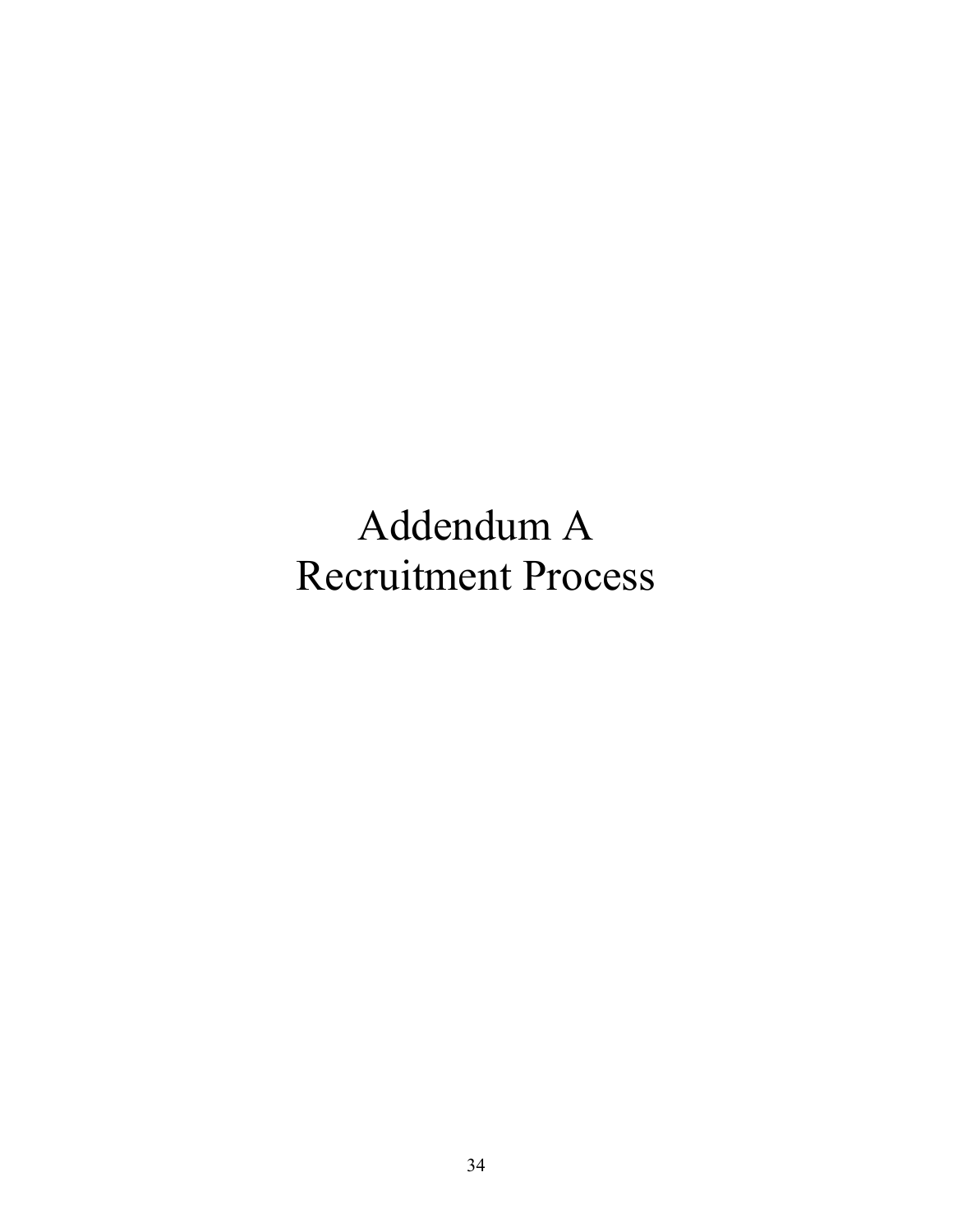# Addendum A
# Recruitment Process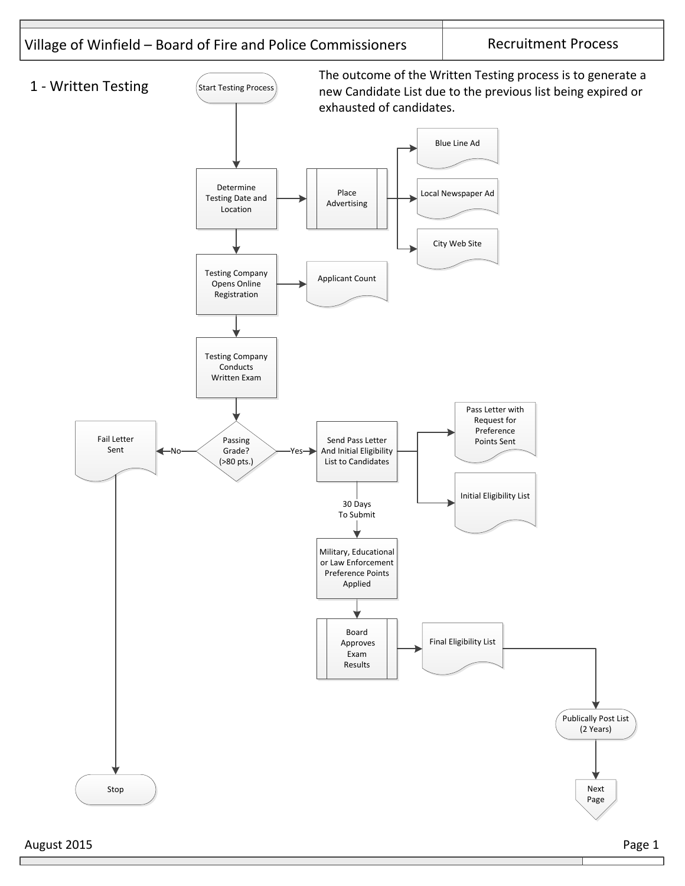# Village of Winfield – Board of Fire and Police Commissioners

## Recruitment Process

### 1 - Written Testing

The outcome of the Written Testing process is to generate a new Candidate List due to the previous list being expired or exhausted of candidates.

Start Testing Process

Determine Testing Date and Location

Place Advertising

Blue Line Ad

Local Newspaper Ad

City Web Site

Testing Company Opens Online Registration

Applicant Count

Testing Company Conducts Written Exam

Passing Grade? (>80 pts.)

No

Fail Letter Sent

Stop

Yes

Send Pass Letter And Initial Eligibility List to Candidates

Pass Letter with Request for Preference Points Sent

Initial Eligibility List

30 Days To Submit

Military, Educational or Law Enforcement Preference Points Applied

Board Approves Exam Results

Final Eligibility List

Publically Post List (2 Years)

Next Page

August 2015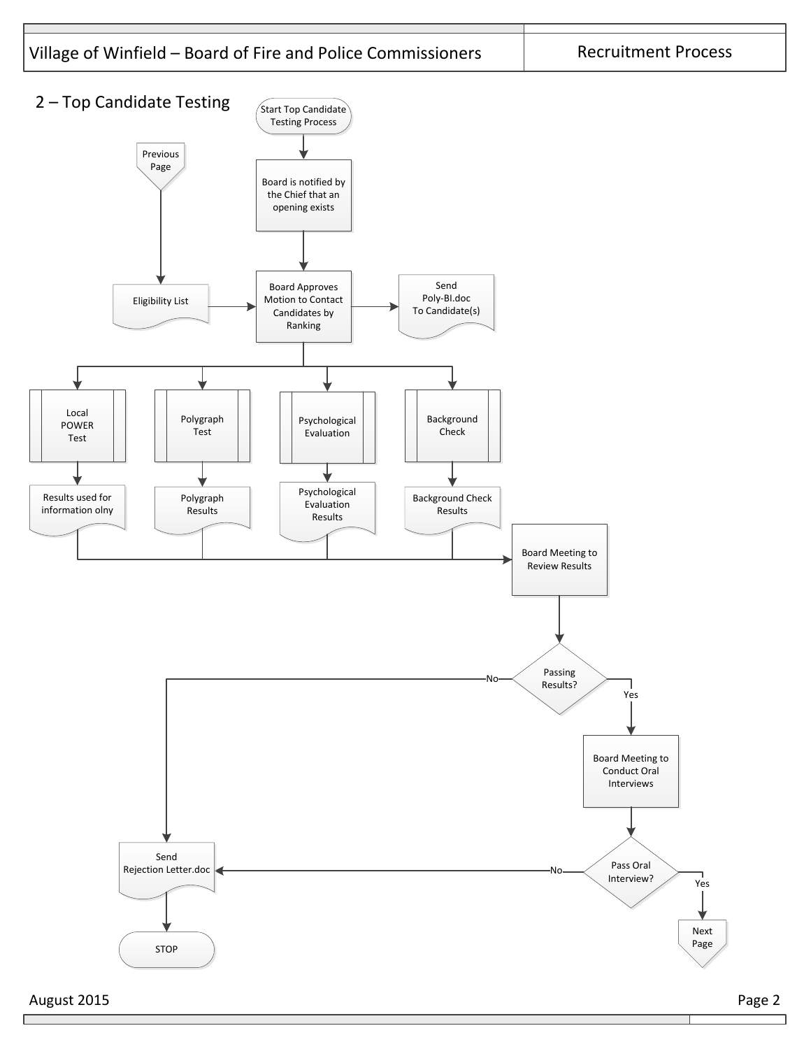## 2 – Top Candidate Testing

Start Top Candidate Testing Process

Board is notified by the Chief that an opening exists

Previous Page

Eligibility List

Board Approves Motion to Contact Candidates by Ranking

Send Poly-BI.doc To Candidate(s)

Local POWER Test

Polygraph Test

Psychological Evaluation

Background Check

Results used for information olny

Polygraph Results

Psychological Evaluation Results

Background Check Results

Board Meeting to Review Results

Passing Results?

No

Yes

Board Meeting to Conduct Oral Interviews

Pass Oral Interview?

No

Yes

Send Rejection Letter.doc

STOP

Next Page

August 2015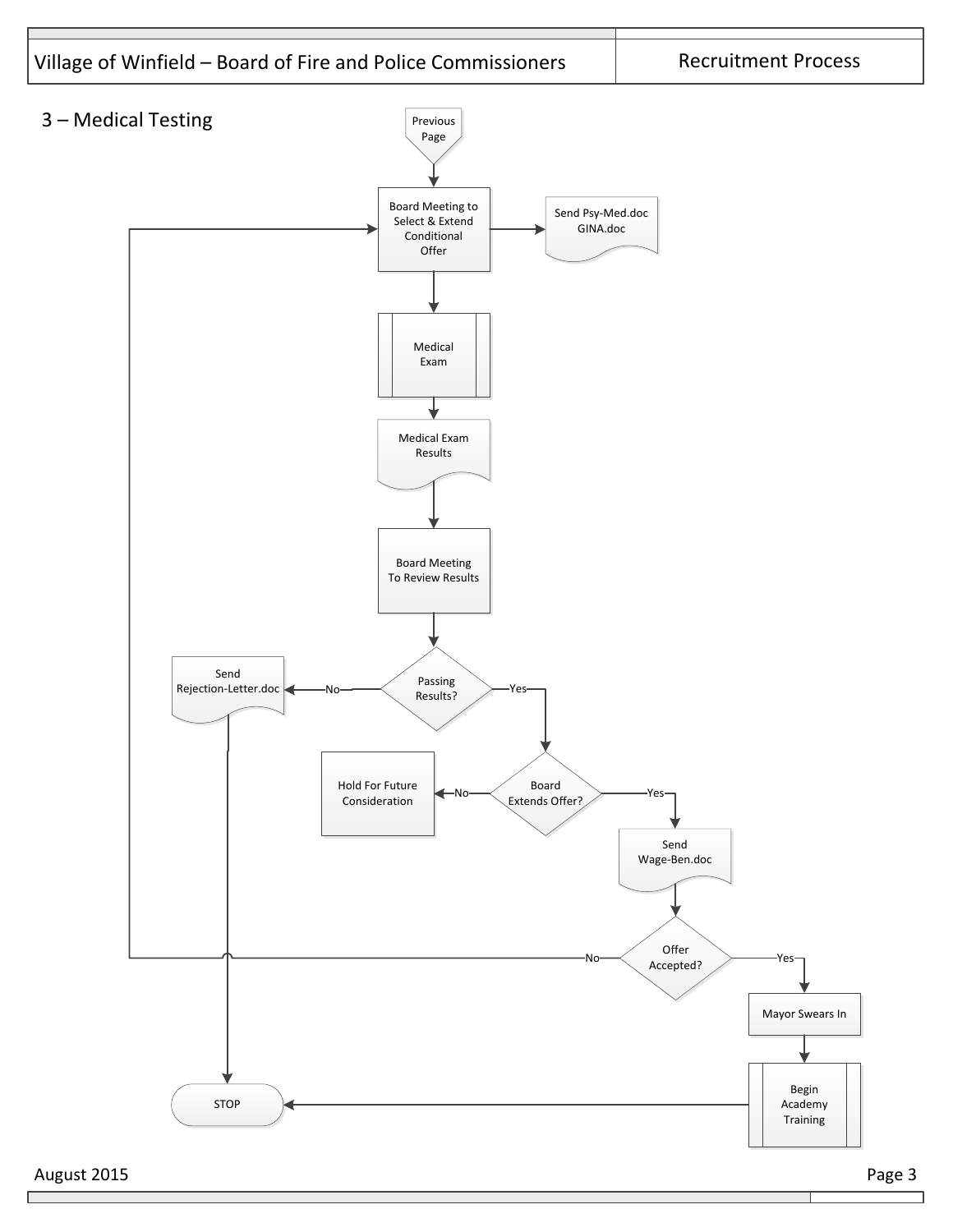## 3 – Medical Testing

Previous Page

Board Meeting to Select & Extend Conditional Offer

Send Psy-Med.doc GINA.doc

Medical Exam

Medical Exam Results

Board Meeting To Review Results

Passing Results?

No

Send Rejection-Letter.doc

Yes

Board Extends Offer?

No

Hold For Future Consideration

Yes

Send Wage-Ben.doc

Offer Accepted?

No

Yes

Mayor Swears In

Begin Academy Training

STOP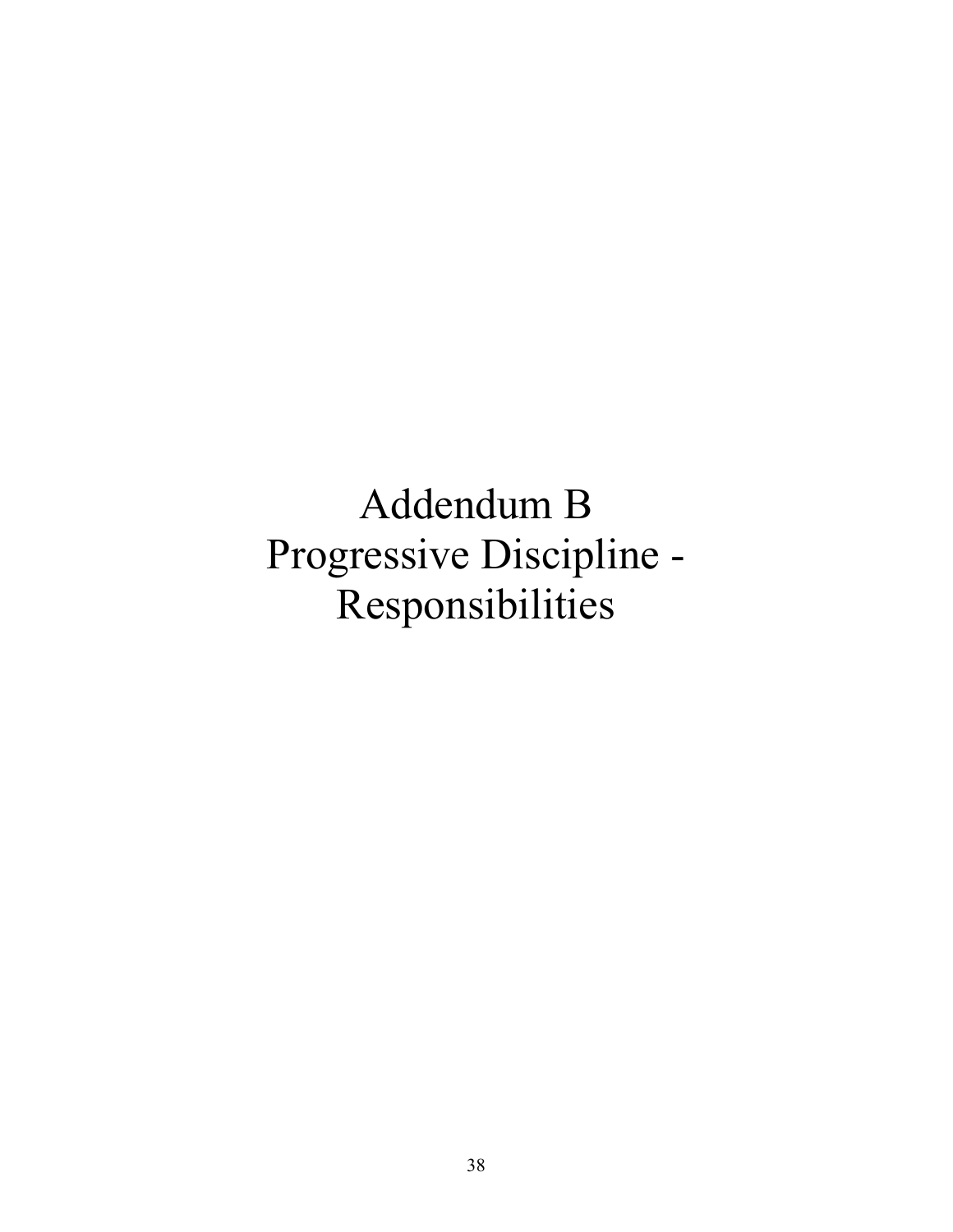# Addendum B
# Progressive Discipline - Responsibilities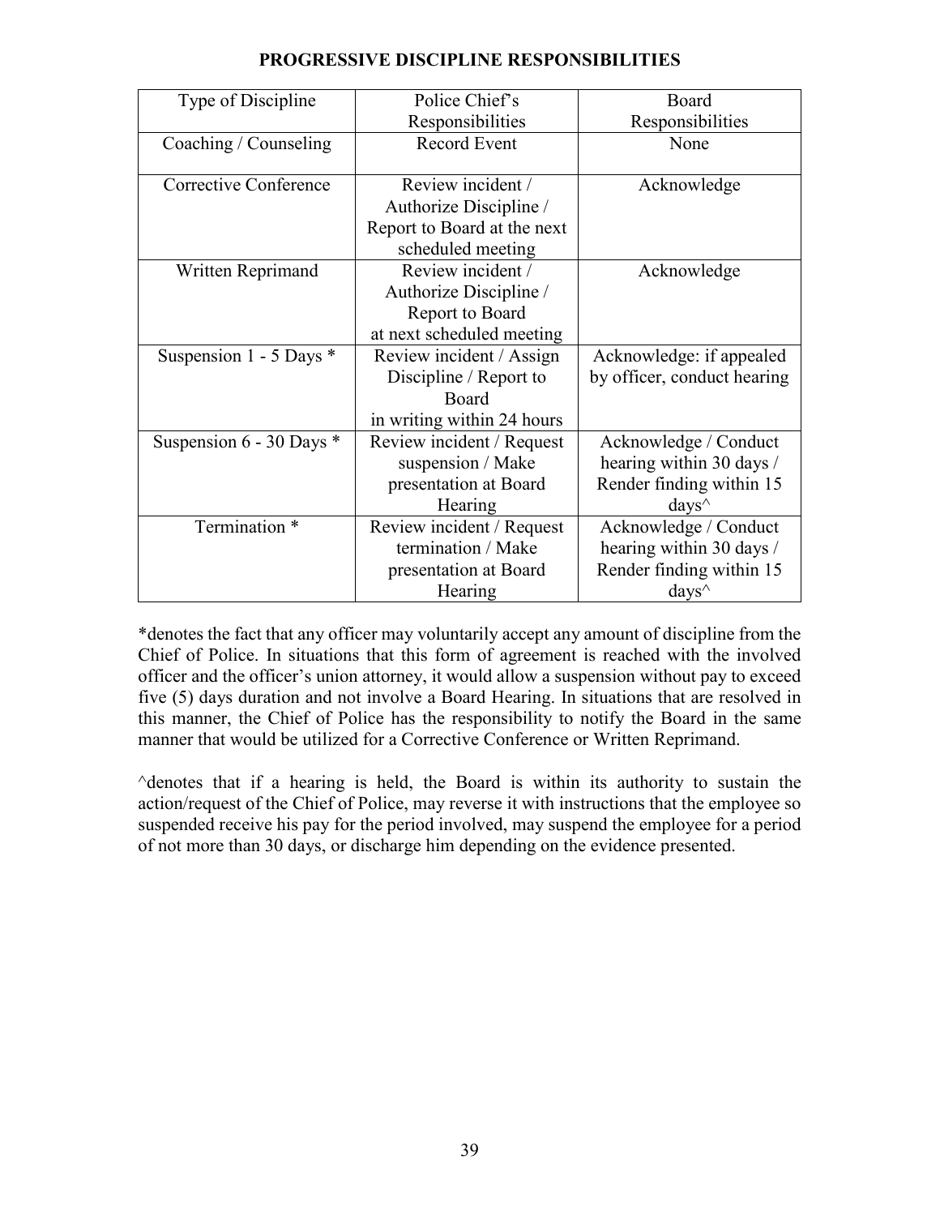**PROGRESSIVE DISCIPLINE RESPONSIBILITIES**

| Type of Discipline | Police Chief's Responsibilities | Board Responsibilities |
|---|---|---|
| Coaching / Counseling | Record Event | None |
| Corrective Conference | Review incident / Authorize Discipline / Report to Board at the next scheduled meeting | Acknowledge |
| Written Reprimand | Review incident / Authorize Discipline / Report to Board at next scheduled meeting | Acknowledge |
| Suspension 1 - 5 Days * | Review incident / Assign Discipline / Report to Board in writing within 24 hours | Acknowledge: if appealed by officer, conduct hearing |
| Suspension 6 - 30 Days * | Review incident / Request suspension / Make presentation at Board Hearing | Acknowledge / Conduct hearing within 30 days / Render finding within 15 days^ |
| Termination * | Review incident / Request termination / Make presentation at Board Hearing | Acknowledge / Conduct hearing within 30 days / Render finding within 15 days^ |

*denotes the fact that any officer may voluntarily accept any amount of discipline from the Chief of Police. In situations that this form of agreement is reached with the involved officer and the officer's union attorney, it would allow a suspension without pay to exceed five (5) days duration and not involve a Board Hearing. In situations that are resolved in this manner, the Chief of Police has the responsibility to notify the Board in the same manner that would be utilized for a Corrective Conference or Written Reprimand.

^denotes that if a hearing is held, the Board is within its authority to sustain the action/request of the Chief of Police, may reverse it with instructions that the employee so suspended receive his pay for the period involved, may suspend the employee for a period of not more than 30 days, or discharge him depending on the evidence presented.